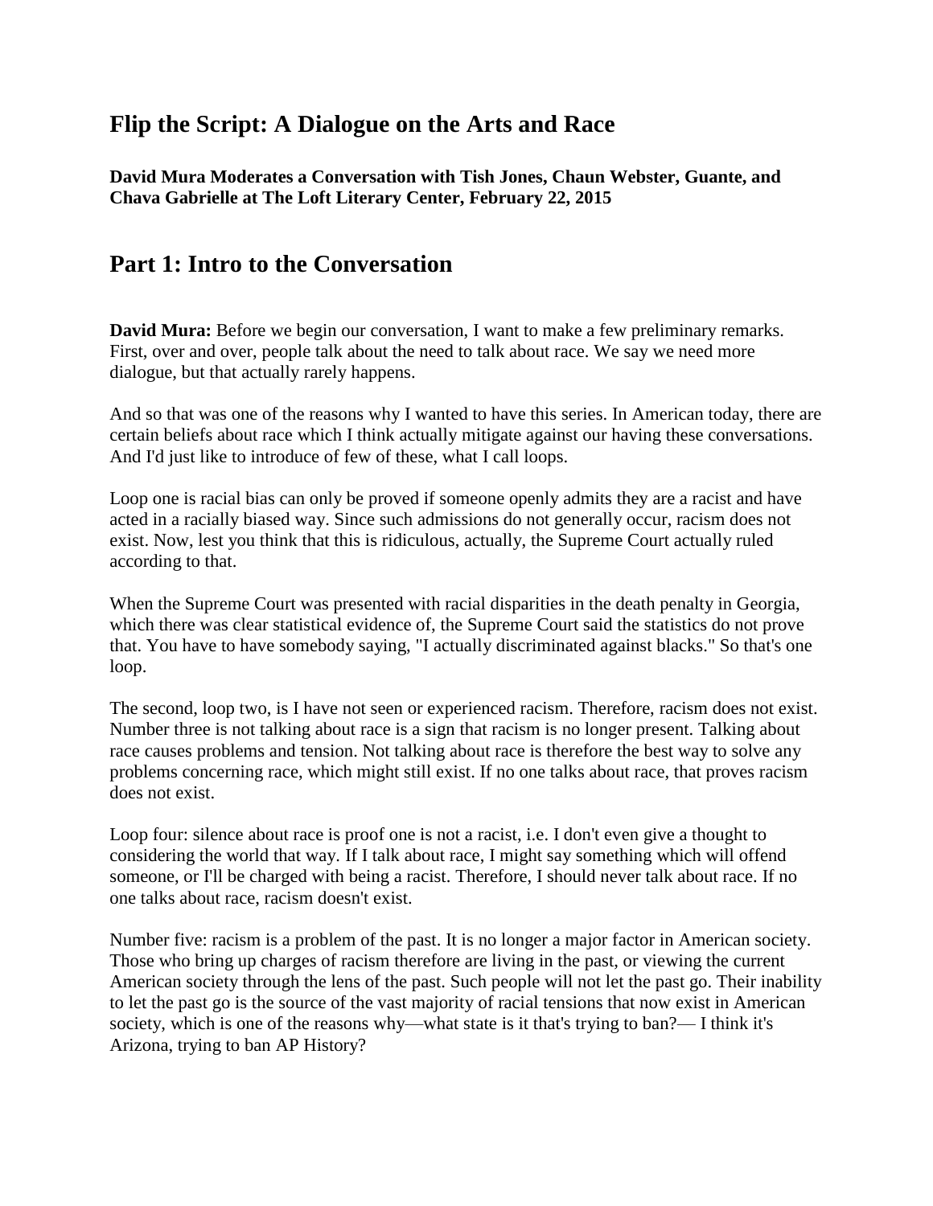## Flip the Script: A Dialogue on the Arts and Race

**David Mura Moderates a Conversation with Tish Jones, Chaun Webster, Guante, and Chava Gabrielle at The Loft Literary Center, February 22, 2015**

## Part 1: Intro to the Conversation

**David Mura:** Before we begin our conversation, I want to make a few preliminary remarks. First, over and over, people talk about the need to talk about race. We say we need more dialogue, but that actually rarely happens.

And so that was one of the reasons why I wanted to have this series. In American today, there are certain beliefs about race which I think actually mitigate against our having these conversations. And I'd just like to introduce of few of these, what I call loops.

Loop one is racial bias can only be proved if someone openly admits they are a racist and have acted in a racially biased way. Since such admissions do not generally occur, racism does not exist. Now, lest you think that this is ridiculous, actually, the Supreme Court actually ruled according to that.

When the Supreme Court was presented with racial disparities in the death penalty in Georgia, which there was clear statistical evidence of, the Supreme Court said the statistics do not prove that. You have to have somebody saying, "I actually discriminated against blacks." So that's one loop.

The second, loop two, is I have not seen or experienced racism. Therefore, racism does not exist. Number three is not talking about race is a sign that racism is no longer present. Talking about race causes problems and tension. Not talking about race is therefore the best way to solve any problems concerning race, which might still exist. If no one talks about race, that proves racism does not exist.

Loop four: silence about race is proof one is not a racist, i.e. I don't even give a thought to considering the world that way. If I talk about race, I might say something which will offend someone, or I'll be charged with being a racist. Therefore, I should never talk about race. If no one talks about race, racism doesn't exist.

Number five: racism is a problem of the past. It is no longer a major factor in American society. Those who bring up charges of racism therefore are living in the past, or viewing the current American society through the lens of the past. Such people will not let the past go. Their inability to let the past go is the source of the vast majority of racial tensions that now exist in American society, which is one of the reasons why—what state is it that's trying to ban?— I think it's Arizona, trying to ban AP History?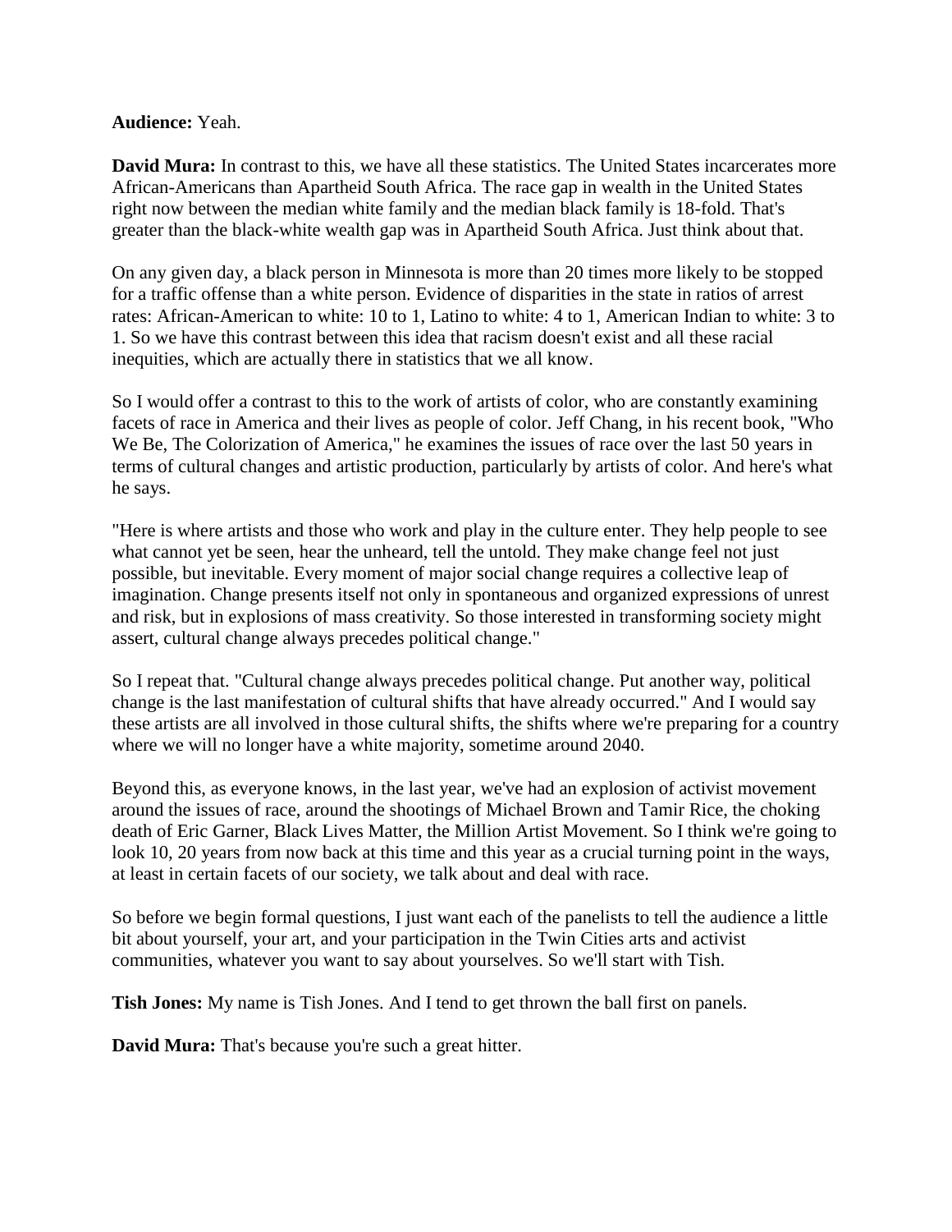**Audience:** Yeah.

**David Mura:** In contrast to this, we have all these statistics. The United States incarcerates more African-Americans than Apartheid South Africa. The race gap in wealth in the United States right now between the median white family and the median black family is 18-fold. That's greater than the black-white wealth gap was in Apartheid South Africa. Just think about that.

On any given day, a black person in Minnesota is more than 20 times more likely to be stopped for a traffic offense than a white person. Evidence of disparities in the state in ratios of arrest rates: African-American to white: 10 to 1, Latino to white: 4 to 1, American Indian to white: 3 to 1. So we have this contrast between this idea that racism doesn't exist and all these racial inequities, which are actually there in statistics that we all know.

So I would offer a contrast to this to the work of artists of color, who are constantly examining facets of race in America and their lives as people of color. Jeff Chang, in his recent book, "Who We Be, The Colorization of America," he examines the issues of race over the last 50 years in terms of cultural changes and artistic production, particularly by artists of color. And here's what he says.

"Here is where artists and those who work and play in the culture enter. They help people to see what cannot yet be seen, hear the unheard, tell the untold. They make change feel not just possible, but inevitable. Every moment of major social change requires a collective leap of imagination. Change presents itself not only in spontaneous and organized expressions of unrest and risk, but in explosions of mass creativity. So those interested in transforming society might assert, cultural change always precedes political change."

So I repeat that. "Cultural change always precedes political change. Put another way, political change is the last manifestation of cultural shifts that have already occurred." And I would say these artists are all involved in those cultural shifts, the shifts where we're preparing for a country where we will no longer have a white majority, sometime around 2040.

Beyond this, as everyone knows, in the last year, we've had an explosion of activist movement around the issues of race, around the shootings of Michael Brown and Tamir Rice, the choking death of Eric Garner, Black Lives Matter, the Million Artist Movement. So I think we're going to look 10, 20 years from now back at this time and this year as a crucial turning point in the ways, at least in certain facets of our society, we talk about and deal with race.

So before we begin formal questions, I just want each of the panelists to tell the audience a little bit about yourself, your art, and your participation in the Twin Cities arts and activist communities, whatever you want to say about yourselves. So we'll start with Tish.

**Tish Jones:** My name is Tish Jones. And I tend to get thrown the ball first on panels.

**David Mura:** That's because you're such a great hitter.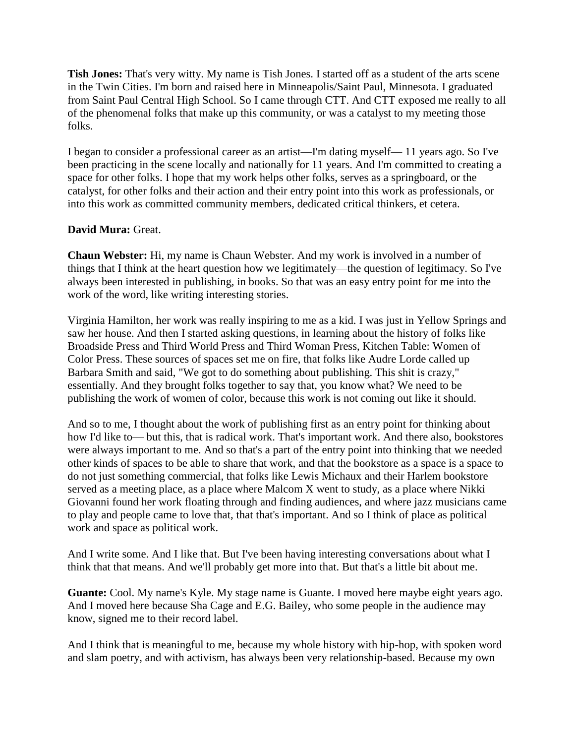**Tish Jones:** That's very witty. My name is Tish Jones. I started off as a student of the arts scene in the Twin Cities. I'm born and raised here in Minneapolis/Saint Paul, Minnesota. I graduated from Saint Paul Central High School. So I came through CTT. And CTT exposed me really to all of the phenomenal folks that make up this community, or was a catalyst to my meeting those folks.

I began to consider a professional career as an artist—I'm dating myself— 11 years ago. So I've been practicing in the scene locally and nationally for 11 years. And I'm committed to creating a space for other folks. I hope that my work helps other folks, serves as a springboard, or the catalyst, for other folks and their action and their entry point into this work as professionals, or into this work as committed community members, dedicated critical thinkers, et cetera.

**David Mura:** Great.

**Chaun Webster:** Hi, my name is Chaun Webster. And my work is involved in a number of things that I think at the heart question how we legitimately—the question of legitimacy. So I've always been interested in publishing, in books. So that was an easy entry point for me into the work of the word, like writing interesting stories.

Virginia Hamilton, her work was really inspiring to me as a kid. I was just in Yellow Springs and saw her house. And then I started asking questions, in learning about the history of folks like Broadside Press and Third World Press and Third Woman Press, Kitchen Table: Women of Color Press. These sources of spaces set me on fire, that folks like Audre Lorde called up Barbara Smith and said, "We got to do something about publishing. This shit is crazy," essentially. And they brought folks together to say that, you know what? We need to be publishing the work of women of color, because this work is not coming out like it should.

And so to me, I thought about the work of publishing first as an entry point for thinking about how I'd like to— but this, that is radical work. That's important work. And there also, bookstores were always important to me. And so that's a part of the entry point into thinking that we needed other kinds of spaces to be able to share that work, and that the bookstore as a space is a space to do not just something commercial, that folks like Lewis Michaux and their Harlem bookstore served as a meeting place, as a place where Malcom X went to study, as a place where Nikki Giovanni found her work floating through and finding audiences, and where jazz musicians came to play and people came to love that, that that's important. And so I think of place as political work and space as political work.

And I write some. And I like that. But I've been having interesting conversations about what I think that that means. And we'll probably get more into that. But that's a little bit about me.

**Guante:** Cool. My name's Kyle. My stage name is Guante. I moved here maybe eight years ago. And I moved here because Sha Cage and E.G. Bailey, who some people in the audience may know, signed me to their record label.

And I think that is meaningful to me, because my whole history with hip-hop, with spoken word and slam poetry, and with activism, has always been very relationship-based. Because my own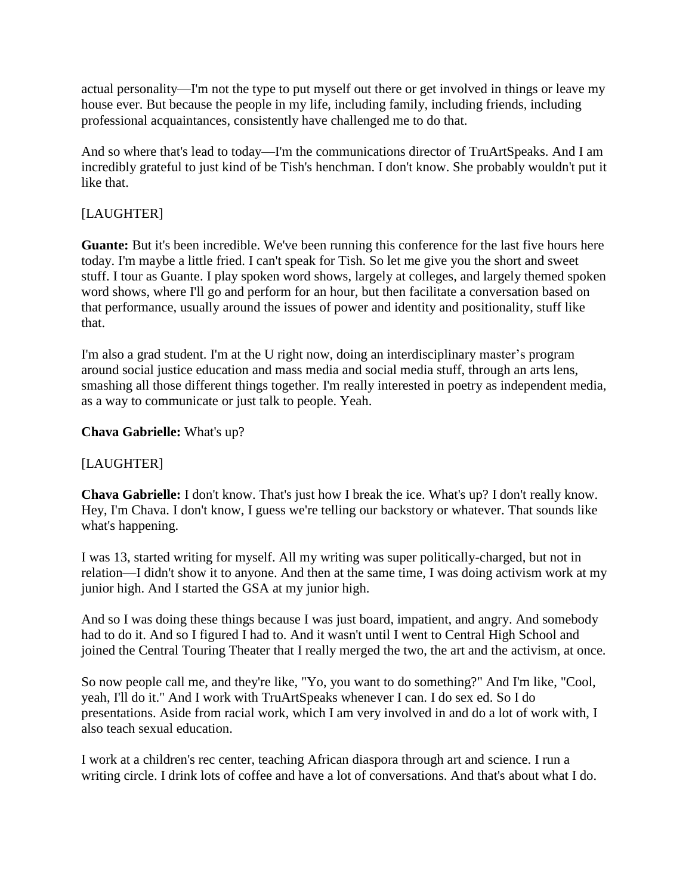actual personality—I'm not the type to put myself out there or get involved in things or leave my house ever. But because the people in my life, including family, including friends, including professional acquaintances, consistently have challenged me to do that.

And so where that's lead to today—I'm the communications director of TruArtSpeaks. And I am incredibly grateful to just kind of be Tish's henchman. I don't know. She probably wouldn't put it like that.

[LAUGHTER]

**Guante:** But it's been incredible. We've been running this conference for the last five hours here today. I'm maybe a little fried. I can't speak for Tish. So let me give you the short and sweet stuff. I tour as Guante. I play spoken word shows, largely at colleges, and largely themed spoken word shows, where I'll go and perform for an hour, but then facilitate a conversation based on that performance, usually around the issues of power and identity and positionality, stuff like that.

I'm also a grad student. I'm at the U right now, doing an interdisciplinary master's program around social justice education and mass media and social media stuff, through an arts lens, smashing all those different things together. I'm really interested in poetry as independent media, as a way to communicate or just talk to people. Yeah.

**Chava Gabrielle:** What's up?

[LAUGHTER]

**Chava Gabrielle:** I don't know. That's just how I break the ice. What's up? I don't really know. Hey, I'm Chava. I don't know, I guess we're telling our backstory or whatever. That sounds like what's happening.

I was 13, started writing for myself. All my writing was super politically-charged, but not in relation—I didn't show it to anyone. And then at the same time, I was doing activism work at my junior high. And I started the GSA at my junior high.

And so I was doing these things because I was just board, impatient, and angry. And somebody had to do it. And so I figured I had to. And it wasn't until I went to Central High School and joined the Central Touring Theater that I really merged the two, the art and the activism, at once.

So now people call me, and they're like, "Yo, you want to do something?" And I'm like, "Cool, yeah, I'll do it." And I work with TruArtSpeaks whenever I can. I do sex ed. So I do presentations. Aside from racial work, which I am very involved in and do a lot of work with, I also teach sexual education.

I work at a children's rec center, teaching African diaspora through art and science. I run a writing circle. I drink lots of coffee and have a lot of conversations. And that's about what I do.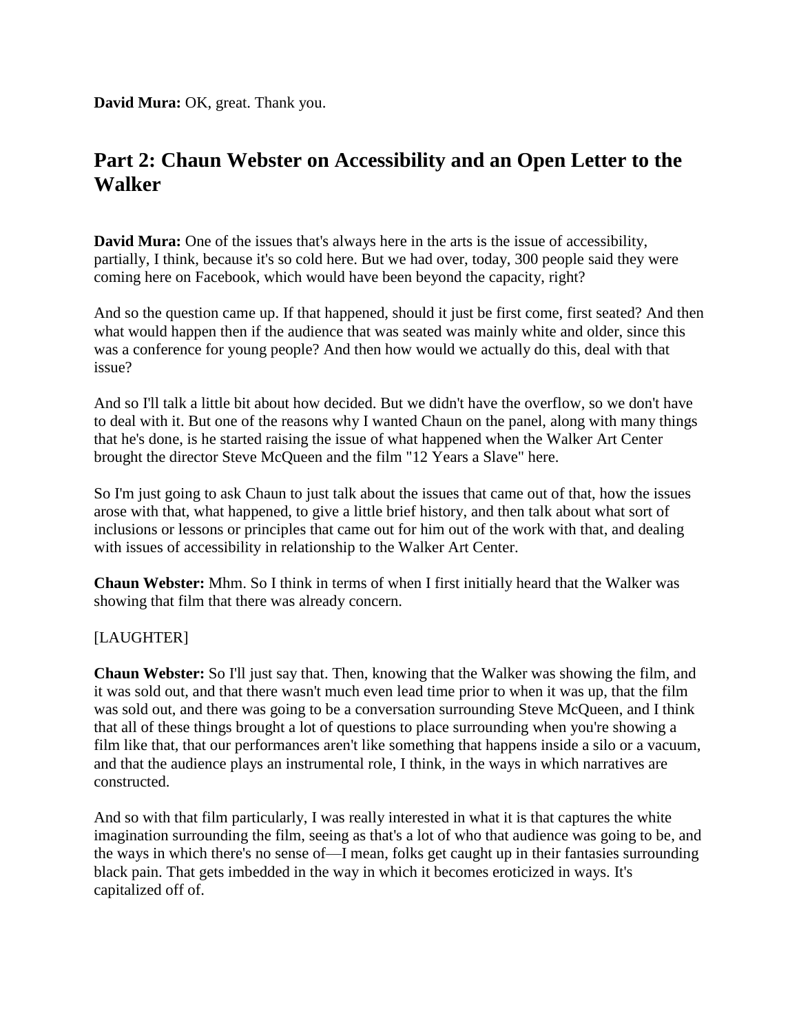**David Mura:** OK, great. Thank you.

## Part 2: Chaun Webster on Accessibility and an Open Letter to the Walker

**David Mura:** One of the issues that's always here in the arts is the issue of accessibility, partially, I think, because it's so cold here. But we had over, today, 300 people said they were coming here on Facebook, which would have been beyond the capacity, right?

And so the question came up. If that happened, should it just be first come, first seated? And then what would happen then if the audience that was seated was mainly white and older, since this was a conference for young people? And then how would we actually do this, deal with that issue?

And so I'll talk a little bit about how decided. But we didn't have the overflow, so we don't have to deal with it. But one of the reasons why I wanted Chaun on the panel, along with many things that he's done, is he started raising the issue of what happened when the Walker Art Center brought the director Steve McQueen and the film "12 Years a Slave" here.

So I'm just going to ask Chaun to just talk about the issues that came out of that, how the issues arose with that, what happened, to give a little brief history, and then talk about what sort of inclusions or lessons or principles that came out for him out of the work with that, and dealing with issues of accessibility in relationship to the Walker Art Center.

**Chaun Webster:** Mhm. So I think in terms of when I first initially heard that the Walker was showing that film that there was already concern.

[LAUGHTER]

**Chaun Webster:** So I'll just say that. Then, knowing that the Walker was showing the film, and it was sold out, and that there wasn't much even lead time prior to when it was up, that the film was sold out, and there was going to be a conversation surrounding Steve McQueen, and I think that all of these things brought a lot of questions to place surrounding when you're showing a film like that, that our performances aren't like something that happens inside a silo or a vacuum, and that the audience plays an instrumental role, I think, in the ways in which narratives are constructed.

And so with that film particularly, I was really interested in what it is that captures the white imagination surrounding the film, seeing as that's a lot of who that audience was going to be, and the ways in which there's no sense of—I mean, folks get caught up in their fantasies surrounding black pain. That gets imbedded in the way in which it becomes eroticized in ways. It's capitalized off of.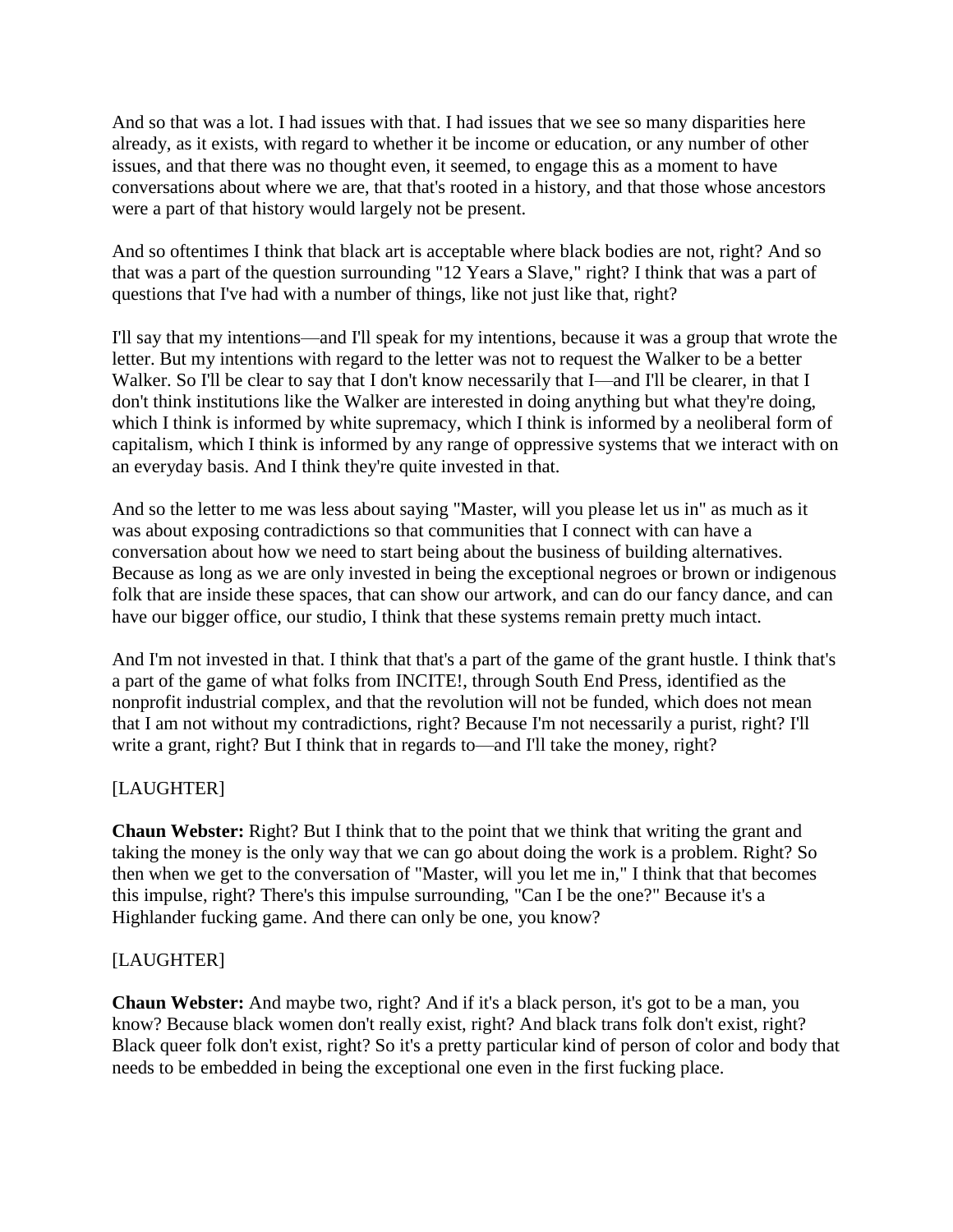And so that was a lot. I had issues with that. I had issues that we see so many disparities here already, as it exists, with regard to whether it be income or education, or any number of other issues, and that there was no thought even, it seemed, to engage this as a moment to have conversations about where we are, that that's rooted in a history, and that those whose ancestors were a part of that history would largely not be present.

And so oftentimes I think that black art is acceptable where black bodies are not, right? And so that was a part of the question surrounding "12 Years a Slave," right? I think that was a part of questions that I've had with a number of things, like not just like that, right?

I'll say that my intentions—and I'll speak for my intentions, because it was a group that wrote the letter. But my intentions with regard to the letter was not to request the Walker to be a better Walker. So I'll be clear to say that I don't know necessarily that I—and I'll be clearer, in that I don't think institutions like the Walker are interested in doing anything but what they're doing, which I think is informed by white supremacy, which I think is informed by a neoliberal form of capitalism, which I think is informed by any range of oppressive systems that we interact with on an everyday basis. And I think they're quite invested in that.

And so the letter to me was less about saying "Master, will you please let us in" as much as it was about exposing contradictions so that communities that I connect with can have a conversation about how we need to start being about the business of building alternatives. Because as long as we are only invested in being the exceptional negroes or brown or indigenous folk that are inside these spaces, that can show our artwork, and can do our fancy dance, and can have our bigger office, our studio, I think that these systems remain pretty much intact.

And I'm not invested in that. I think that that's a part of the game of the grant hustle. I think that's a part of the game of what folks from INCITE!, through South End Press, identified as the nonprofit industrial complex, and that the revolution will not be funded, which does not mean that I am not without my contradictions, right? Because I'm not necessarily a purist, right? I'll write a grant, right? But I think that in regards to—and I'll take the money, right?

[LAUGHTER]

**Chaun Webster:** Right? But I think that to the point that we think that writing the grant and taking the money is the only way that we can go about doing the work is a problem. Right? So then when we get to the conversation of "Master, will you let me in," I think that that becomes this impulse, right? There's this impulse surrounding, "Can I be the one?" Because it's a Highlander fucking game. And there can only be one, you know?

[LAUGHTER]

**Chaun Webster:** And maybe two, right? And if it's a black person, it's got to be a man, you know? Because black women don't really exist, right? And black trans folk don't exist, right? Black queer folk don't exist, right? So it's a pretty particular kind of person of color and body that needs to be embedded in being the exceptional one even in the first fucking place.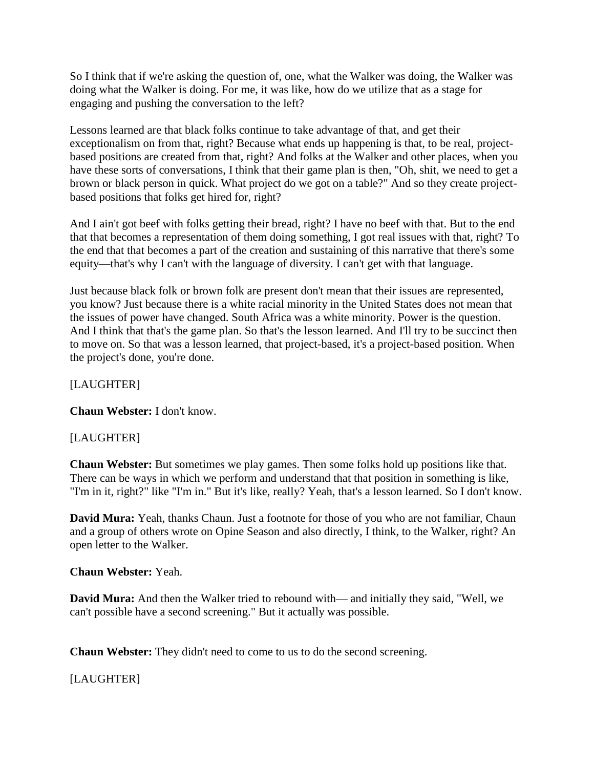So I think that if we're asking the question of, one, what the Walker was doing, the Walker was doing what the Walker is doing. For me, it was like, how do we utilize that as a stage for engaging and pushing the conversation to the left?

Lessons learned are that black folks continue to take advantage of that, and get their exceptionalism on from that, right? Because what ends up happening is that, to be real, project-based positions are created from that, right? And folks at the Walker and other places, when you have these sorts of conversations, I think that their game plan is then, "Oh, shit, we need to get a brown or black person in quick. What project do we got on a table?" And so they create project-based positions that folks get hired for, right?

And I ain't got beef with folks getting their bread, right? I have no beef with that. But to the end that that becomes a representation of them doing something, I got real issues with that, right? To the end that that becomes a part of the creation and sustaining of this narrative that there's some equity—that's why I can't with the language of diversity. I can't get with that language.

Just because black folk or brown folk are present don't mean that their issues are represented, you know? Just because there is a white racial minority in the United States does not mean that the issues of power have changed. South Africa was a white minority. Power is the question. And I think that that's the game plan. So that's the lesson learned. And I'll try to be succinct then to move on. So that was a lesson learned, that project-based, it's a project-based position. When the project's done, you're done.

[LAUGHTER]

**Chaun Webster:** I don't know.

[LAUGHTER]

**Chaun Webster:** But sometimes we play games. Then some folks hold up positions like that. There can be ways in which we perform and understand that that position in something is like, "I'm in it, right?" like "I'm in." But it's like, really? Yeah, that's a lesson learned. So I don't know.

**David Mura:** Yeah, thanks Chaun. Just a footnote for those of you who are not familiar, Chaun and a group of others wrote on Opine Season and also directly, I think, to the Walker, right? An open letter to the Walker.

**Chaun Webster:** Yeah.

**David Mura:** And then the Walker tried to rebound with— and initially they said, "Well, we can't possible have a second screening." But it actually was possible.

**Chaun Webster:** They didn't need to come to us to do the second screening.

[LAUGHTER]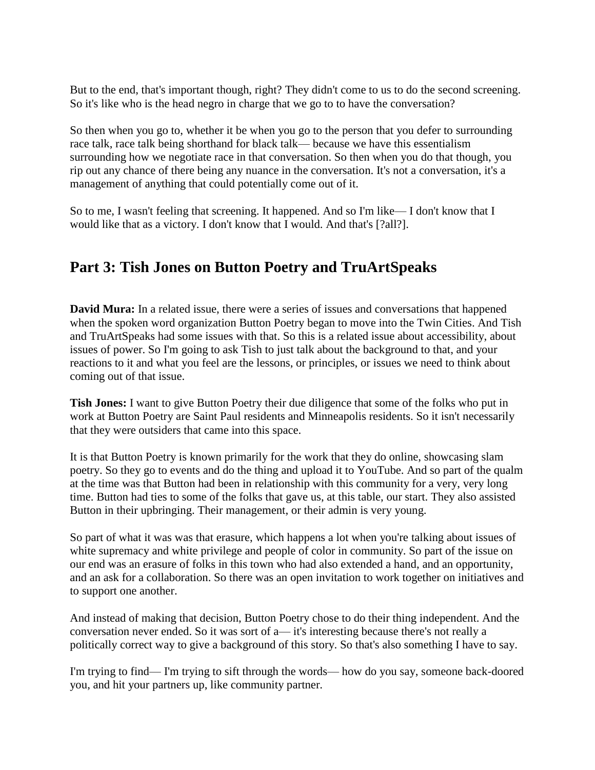But to the end, that's important though, right? They didn't come to us to do the second screening. So it's like who is the head negro in charge that we go to to have the conversation?

So then when you go to, whether it be when you go to the person that you defer to surrounding race talk, race talk being shorthand for black talk— because we have this essentialism surrounding how we negotiate race in that conversation. So then when you do that though, you rip out any chance of there being any nuance in the conversation. It's not a conversation, it's a management of anything that could potentially come out of it.

So to me, I wasn't feeling that screening. It happened. And so I'm like— I don't know that I would like that as a victory. I don't know that I would. And that's [?all?].

## Part 3: Tish Jones on Button Poetry and TruArtSpeaks

**David Mura:** In a related issue, there were a series of issues and conversations that happened when the spoken word organization Button Poetry began to move into the Twin Cities. And Tish and TruArtSpeaks had some issues with that. So this is a related issue about accessibility, about issues of power. So I'm going to ask Tish to just talk about the background to that, and your reactions to it and what you feel are the lessons, or principles, or issues we need to think about coming out of that issue.

**Tish Jones:** I want to give Button Poetry their due diligence that some of the folks who put in work at Button Poetry are Saint Paul residents and Minneapolis residents. So it isn't necessarily that they were outsiders that came into this space.

It is that Button Poetry is known primarily for the work that they do online, showcasing slam poetry. So they go to events and do the thing and upload it to YouTube. And so part of the qualm at the time was that Button had been in relationship with this community for a very, very long time. Button had ties to some of the folks that gave us, at this table, our start. They also assisted Button in their upbringing. Their management, or their admin is very young.

So part of what it was was that erasure, which happens a lot when you're talking about issues of white supremacy and white privilege and people of color in community. So part of the issue on our end was an erasure of folks in this town who had also extended a hand, and an opportunity, and an ask for a collaboration. So there was an open invitation to work together on initiatives and to support one another.

And instead of making that decision, Button Poetry chose to do their thing independent. And the conversation never ended. So it was sort of a— it's interesting because there's not really a politically correct way to give a background of this story. So that's also something I have to say.

I'm trying to find— I'm trying to sift through the words— how do you say, someone back-doored you, and hit your partners up, like community partner.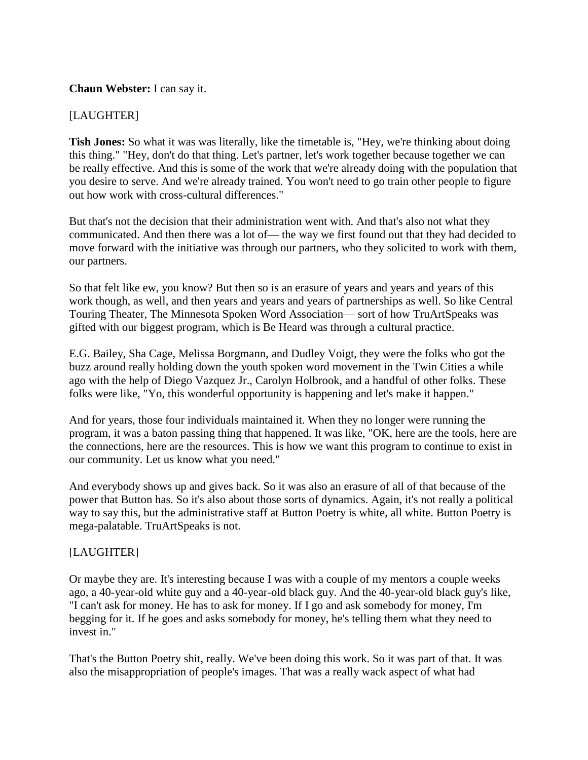**Chaun Webster:** I can say it.

[LAUGHTER]

**Tish Jones:** So what it was was literally, like the timetable is, "Hey, we're thinking about doing this thing." "Hey, don't do that thing. Let's partner, let's work together because together we can be really effective. And this is some of the work that we're already doing with the population that you desire to serve. And we're already trained. You won't need to go train other people to figure out how work with cross-cultural differences."

But that's not the decision that their administration went with. And that's also not what they communicated. And then there was a lot of— the way we first found out that they had decided to move forward with the initiative was through our partners, who they solicited to work with them, our partners.

So that felt like ew, you know? But then so is an erasure of years and years and years of this work though, as well, and then years and years and years of partnerships as well. So like Central Touring Theater, The Minnesota Spoken Word Association— sort of how TruArtSpeaks was gifted with our biggest program, which is Be Heard was through a cultural practice.

E.G. Bailey, Sha Cage, Melissa Borgmann, and Dudley Voigt, they were the folks who got the buzz around really holding down the youth spoken word movement in the Twin Cities a while ago with the help of Diego Vazquez Jr., Carolyn Holbrook, and a handful of other folks. These folks were like, "Yo, this wonderful opportunity is happening and let's make it happen."

And for years, those four individuals maintained it. When they no longer were running the program, it was a baton passing thing that happened. It was like, "OK, here are the tools, here are the connections, here are the resources. This is how we want this program to continue to exist in our community. Let us know what you need."

And everybody shows up and gives back. So it was also an erasure of all of that because of the power that Button has. So it's also about those sorts of dynamics. Again, it's not really a political way to say this, but the administrative staff at Button Poetry is white, all white. Button Poetry is mega-palatable. TruArtSpeaks is not.

[LAUGHTER]

Or maybe they are. It's interesting because I was with a couple of my mentors a couple weeks ago, a 40-year-old white guy and a 40-year-old black guy. And the 40-year-old black guy's like, "I can't ask for money. He has to ask for money. If I go and ask somebody for money, I'm begging for it. If he goes and asks somebody for money, he's telling them what they need to invest in."

That's the Button Poetry shit, really. We've been doing this work. So it was part of that. It was also the misappropriation of people's images. That was a really wack aspect of what had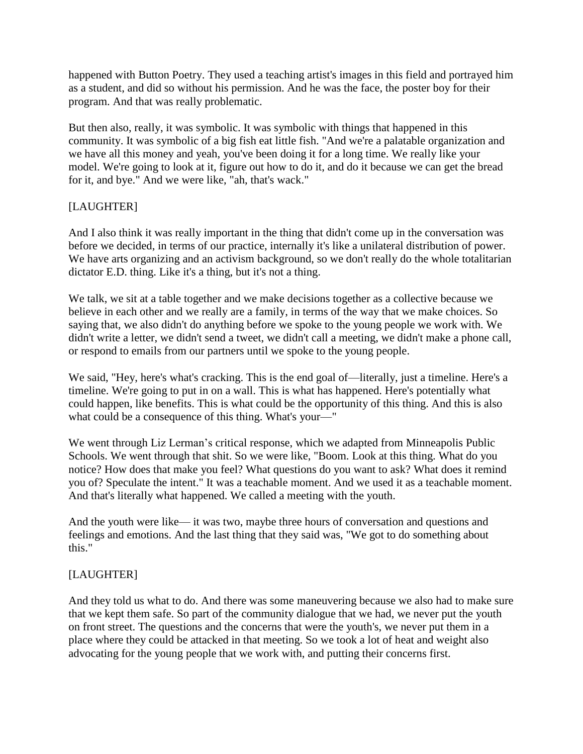happened with Button Poetry. They used a teaching artist's images in this field and portrayed him as a student, and did so without his permission. And he was the face, the poster boy for their program. And that was really problematic.

But then also, really, it was symbolic. It was symbolic with things that happened in this community. It was symbolic of a big fish eat little fish. "And we're a palatable organization and we have all this money and yeah, you've been doing it for a long time. We really like your model. We're going to look at it, figure out how to do it, and do it because we can get the bread for it, and bye." And we were like, "ah, that's wack."

[LAUGHTER]

And I also think it was really important in the thing that didn't come up in the conversation was before we decided, in terms of our practice, internally it's like a unilateral distribution of power. We have arts organizing and an activism background, so we don't really do the whole totalitarian dictator E.D. thing. Like it's a thing, but it's not a thing.

We talk, we sit at a table together and we make decisions together as a collective because we believe in each other and we really are a family, in terms of the way that we make choices. So saying that, we also didn't do anything before we spoke to the young people we work with. We didn't write a letter, we didn't send a tweet, we didn't call a meeting, we didn't make a phone call, or respond to emails from our partners until we spoke to the young people.

We said, "Hey, here's what's cracking. This is the end goal of—literally, just a timeline. Here's a timeline. We're going to put in on a wall. This is what has happened. Here's potentially what could happen, like benefits. This is what could be the opportunity of this thing. And this is also what could be a consequence of this thing. What's your—"

We went through Liz Lerman's critical response, which we adapted from Minneapolis Public Schools. We went through that shit. So we were like, "Boom. Look at this thing. What do you notice? How does that make you feel? What questions do you want to ask? What does it remind you of? Speculate the intent." It was a teachable moment. And we used it as a teachable moment. And that's literally what happened. We called a meeting with the youth.

And the youth were like— it was two, maybe three hours of conversation and questions and feelings and emotions. And the last thing that they said was, "We got to do something about this."

[LAUGHTER]

And they told us what to do. And there was some maneuvering because we also had to make sure that we kept them safe. So part of the community dialogue that we had, we never put the youth on front street. The questions and the concerns that were the youth's, we never put them in a place where they could be attacked in that meeting. So we took a lot of heat and weight also advocating for the young people that we work with, and putting their concerns first.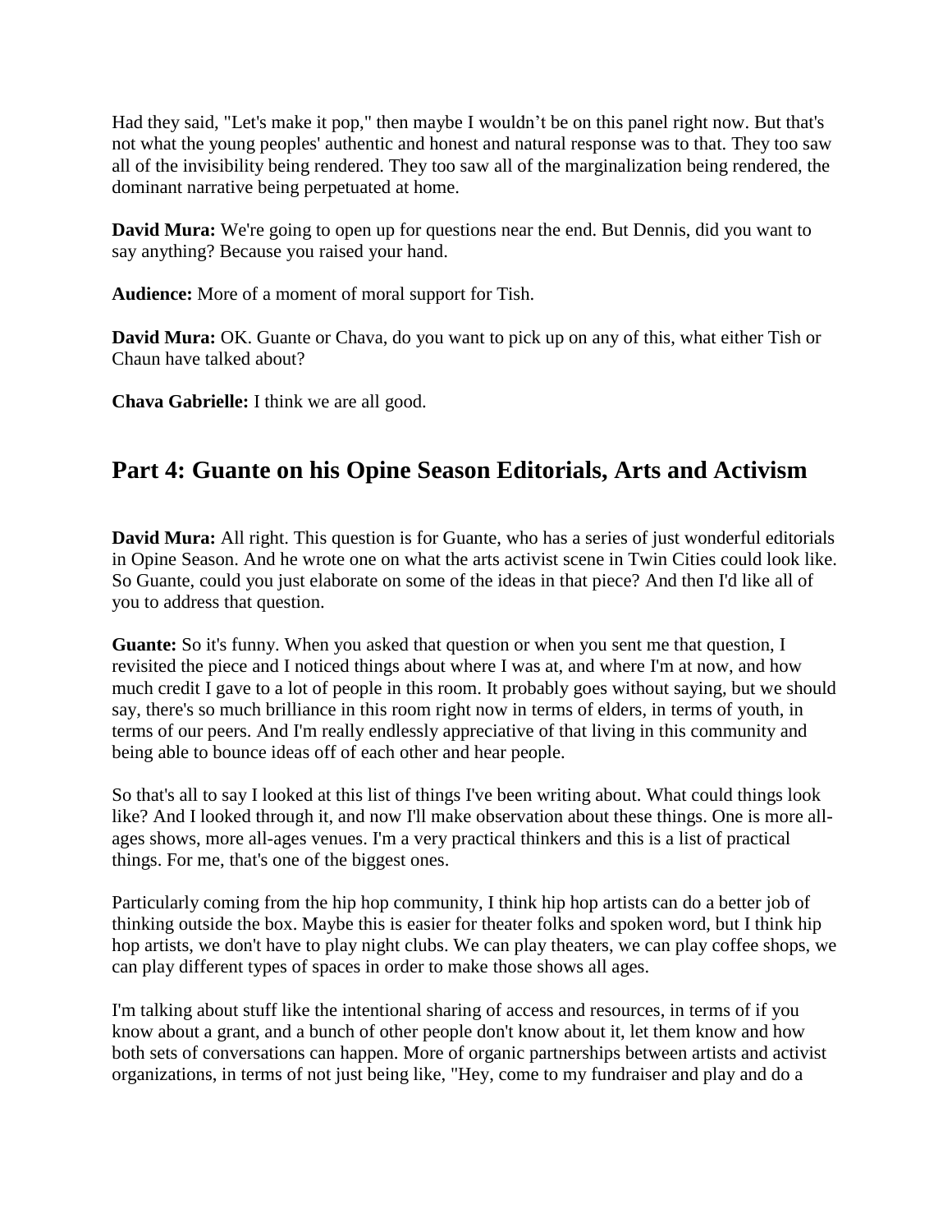Had they said, "Let's make it pop," then maybe I wouldn’t be on this panel right now. But that's not what the young peoples' authentic and honest and natural response was to that. They too saw all of the invisibility being rendered. They too saw all of the marginalization being rendered, the dominant narrative being perpetuated at home.

**David Mura:** We're going to open up for questions near the end. But Dennis, did you want to say anything? Because you raised your hand.

**Audience:** More of a moment of moral support for Tish.

**David Mura:** OK. Guante or Chava, do you want to pick up on any of this, what either Tish or Chaun have talked about?

**Chava Gabrielle:** I think we are all good.

## Part 4: Guante on his Opine Season Editorials, Arts and Activism

**David Mura:** All right. This question is for Guante, who has a series of just wonderful editorials in Opine Season. And he wrote one on what the arts activist scene in Twin Cities could look like. So Guante, could you just elaborate on some of the ideas in that piece? And then I'd like all of you to address that question.

**Guante:** So it's funny. When you asked that question or when you sent me that question, I revisited the piece and I noticed things about where I was at, and where I'm at now, and how much credit I gave to a lot of people in this room. It probably goes without saying, but we should say, there's so much brilliance in this room right now in terms of elders, in terms of youth, in terms of our peers. And I'm really endlessly appreciative of that living in this community and being able to bounce ideas off of each other and hear people.

So that's all to say I looked at this list of things I've been writing about. What could things look like? And I looked through it, and now I'll make observation about these things. One is more all-ages shows, more all-ages venues. I'm a very practical thinkers and this is a list of practical things. For me, that's one of the biggest ones.

Particularly coming from the hip hop community, I think hip hop artists can do a better job of thinking outside the box. Maybe this is easier for theater folks and spoken word, but I think hip hop artists, we don't have to play night clubs. We can play theaters, we can play coffee shops, we can play different types of spaces in order to make those shows all ages.

I'm talking about stuff like the intentional sharing of access and resources, in terms of if you know about a grant, and a bunch of other people don't know about it, let them know and how both sets of conversations can happen. More of organic partnerships between artists and activist organizations, in terms of not just being like, "Hey, come to my fundraiser and play and do a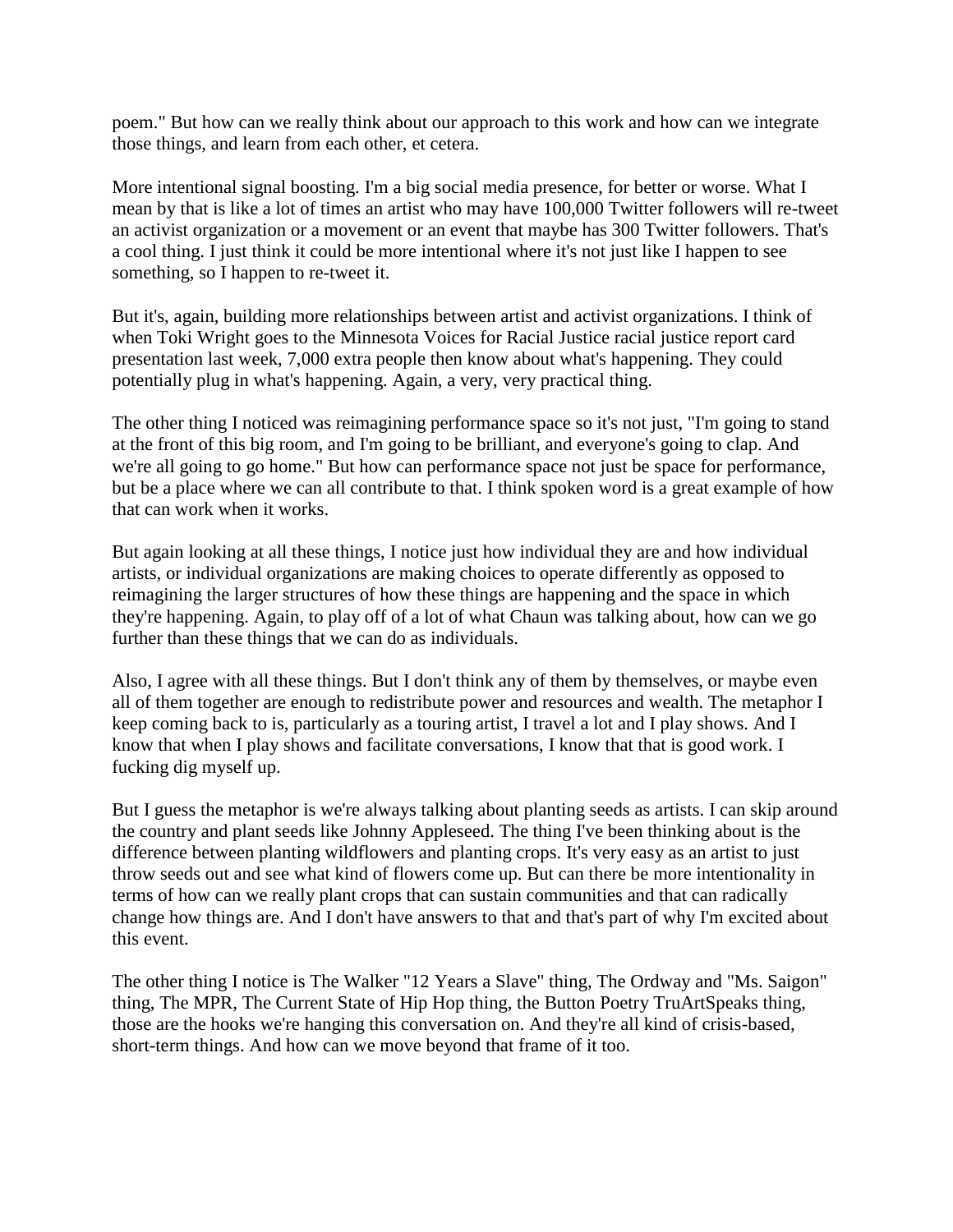poem." But how can we really think about our approach to this work and how can we integrate those things, and learn from each other, et cetera.

More intentional signal boosting. I'm a big social media presence, for better or worse. What I mean by that is like a lot of times an artist who may have 100,000 Twitter followers will re-tweet an activist organization or a movement or an event that maybe has 300 Twitter followers. That's a cool thing. I just think it could be more intentional where it's not just like I happen to see something, so I happen to re-tweet it.

But it's, again, building more relationships between artist and activist organizations. I think of when Toki Wright goes to the Minnesota Voices for Racial Justice racial justice report card presentation last week, 7,000 extra people then know about what's happening. They could potentially plug in what's happening. Again, a very, very practical thing.

The other thing I noticed was reimagining performance space so it's not just, "I'm going to stand at the front of this big room, and I'm going to be brilliant, and everyone's going to clap. And we're all going to go home." But how can performance space not just be space for performance, but be a place where we can all contribute to that. I think spoken word is a great example of how that can work when it works.

But again looking at all these things, I notice just how individual they are and how individual artists, or individual organizations are making choices to operate differently as opposed to reimagining the larger structures of how these things are happening and the space in which they're happening. Again, to play off of a lot of what Chaun was talking about, how can we go further than these things that we can do as individuals.

Also, I agree with all these things. But I don't think any of them by themselves, or maybe even all of them together are enough to redistribute power and resources and wealth. The metaphor I keep coming back to is, particularly as a touring artist, I travel a lot and I play shows. And I know that when I play shows and facilitate conversations, I know that that is good work. I fucking dig myself up.

But I guess the metaphor is we're always talking about planting seeds as artists. I can skip around the country and plant seeds like Johnny Appleseed. The thing I've been thinking about is the difference between planting wildflowers and planting crops. It's very easy as an artist to just throw seeds out and see what kind of flowers come up. But can there be more intentionality in terms of how can we really plant crops that can sustain communities and that can radically change how things are. And I don't have answers to that and that's part of why I'm excited about this event.

The other thing I notice is The Walker "12 Years a Slave" thing, The Ordway and "Ms. Saigon" thing, The MPR, The Current State of Hip Hop thing, the Button Poetry TruArtSpeaks thing, those are the hooks we're hanging this conversation on. And they're all kind of crisis-based, short-term things. And how can we move beyond that frame of it too.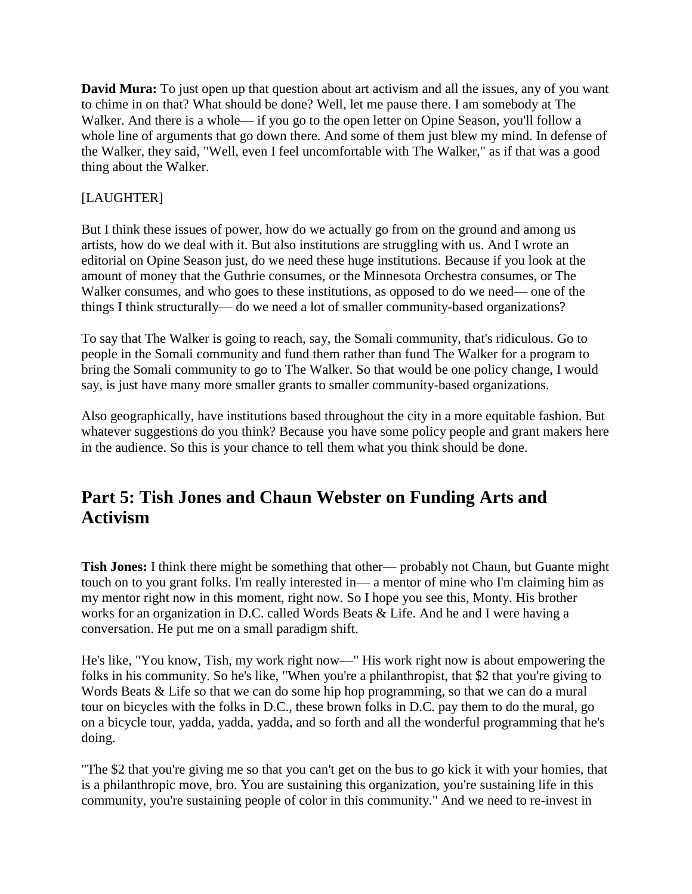**David Mura:** To just open up that question about art activism and all the issues, any of you want to chime in on that? What should be done? Well, let me pause there. I am somebody at The Walker. And there is a whole— if you go to the open letter on Opine Season, you'll follow a whole line of arguments that go down there. And some of them just blew my mind. In defense of the Walker, they said, "Well, even I feel uncomfortable with The Walker," as if that was a good thing about the Walker.

[LAUGHTER]

But I think these issues of power, how do we actually go from on the ground and among us artists, how do we deal with it. But also institutions are struggling with us. And I wrote an editorial on Opine Season just, do we need these huge institutions. Because if you look at the amount of money that the Guthrie consumes, or the Minnesota Orchestra consumes, or The Walker consumes, and who goes to these institutions, as opposed to do we need— one of the things I think structurally— do we need a lot of smaller community-based organizations?

To say that The Walker is going to reach, say, the Somali community, that's ridiculous. Go to people in the Somali community and fund them rather than fund The Walker for a program to bring the Somali community to go to The Walker. So that would be one policy change, I would say, is just have many more smaller grants to smaller community-based organizations.

Also geographically, have institutions based throughout the city in a more equitable fashion. But whatever suggestions do you think? Because you have some policy people and grant makers here in the audience. So this is your chance to tell them what you think should be done.

## Part 5: Tish Jones and Chaun Webster on Funding Arts and Activism

**Tish Jones:** I think there might be something that other— probably not Chaun, but Guante might touch on to you grant folks. I'm really interested in— a mentor of mine who I'm claiming him as my mentor right now in this moment, right now. So I hope you see this, Monty. His brother works for an organization in D.C. called Words Beats & Life. And he and I were having a conversation. He put me on a small paradigm shift.

He's like, "You know, Tish, my work right now—" His work right now is about empowering the folks in his community. So he's like, "When you're a philanthropist, that $2 that you're giving to Words Beats & Life so that we can do some hip hop programming, so that we can do a mural tour on bicycles with the folks in D.C., these brown folks in D.C. pay them to do the mural, go on a bicycle tour, yadda, yadda, yadda, and so forth and all the wonderful programming that he's doing.

"The $2 that you're giving me so that you can't get on the bus to go kick it with your homies, that is a philanthropic move, bro. You are sustaining this organization, you're sustaining life in this community, you're sustaining people of color in this community." And we need to re-invest in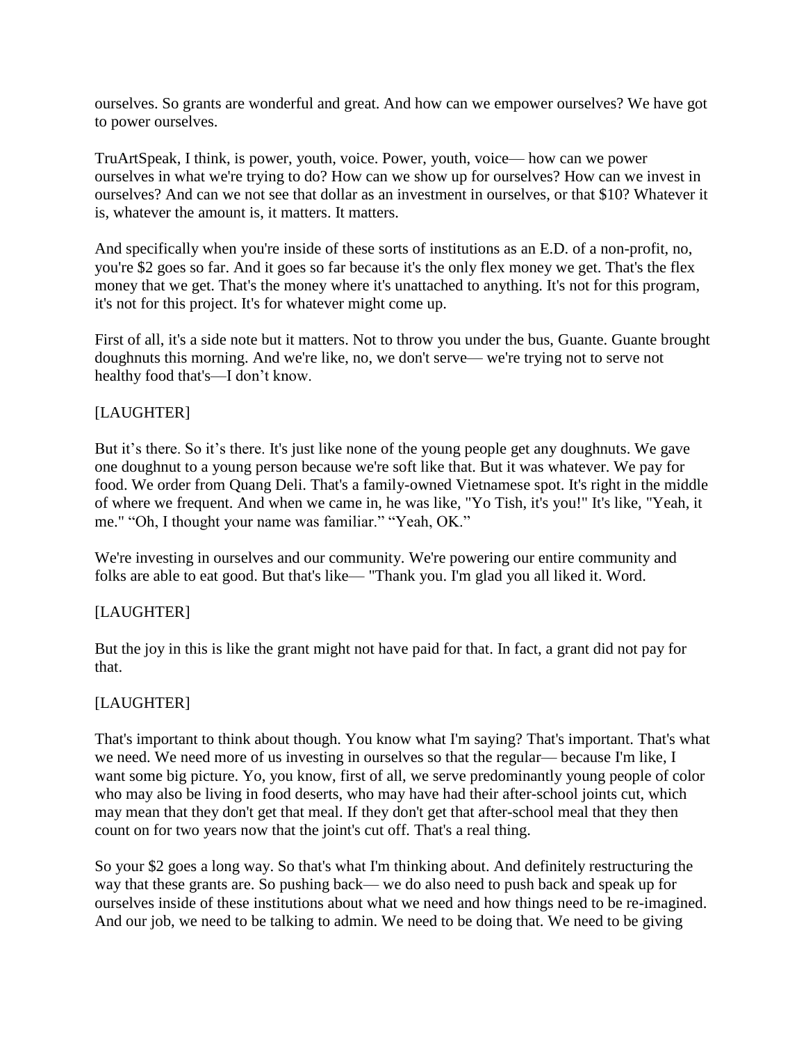ourselves. So grants are wonderful and great. And how can we empower ourselves? We have got to power ourselves.

TruArtSpeak, I think, is power, youth, voice. Power, youth, voice— how can we power ourselves in what we're trying to do? How can we show up for ourselves? How can we invest in ourselves? And can we not see that dollar as an investment in ourselves, or that $10? Whatever it is, whatever the amount is, it matters. It matters.

And specifically when you're inside of these sorts of institutions as an E.D. of a non-profit, no, you're $2 goes so far. And it goes so far because it's the only flex money we get. That's the flex money that we get. That's the money where it's unattached to anything. It's not for this program, it's not for this project. It's for whatever might come up.

First of all, it's a side note but it matters. Not to throw you under the bus, Guante. Guante brought doughnuts this morning. And we're like, no, we don't serve— we're trying not to serve not healthy food that's—I don't know.

[LAUGHTER]

But it's there. So it's there. It's just like none of the young people get any doughnuts. We gave one doughnut to a young person because we're soft like that. But it was whatever. We pay for food. We order from Quang Deli. That's a family-owned Vietnamese spot. It's right in the middle of where we frequent. And when we came in, he was like, "Yo Tish, it's you!" It's like, "Yeah, it me." "Oh, I thought your name was familiar." "Yeah, OK."

We're investing in ourselves and our community. We're powering our entire community and folks are able to eat good. But that's like— "Thank you. I'm glad you all liked it. Word.

[LAUGHTER]

But the joy in this is like the grant might not have paid for that. In fact, a grant did not pay for that.

[LAUGHTER]

That's important to think about though. You know what I'm saying? That's important. That's what we need. We need more of us investing in ourselves so that the regular— because I'm like, I want some big picture. Yo, you know, first of all, we serve predominantly young people of color who may also be living in food deserts, who may have had their after-school joints cut, which may mean that they don't get that meal. If they don't get that after-school meal that they then count on for two years now that the joint's cut off. That's a real thing.

So your $2 goes a long way. So that's what I'm thinking about. And definitely restructuring the way that these grants are. So pushing back— we do also need to push back and speak up for ourselves inside of these institutions about what we need and how things need to be re-imagined. And our job, we need to be talking to admin. We need to be doing that. We need to be giving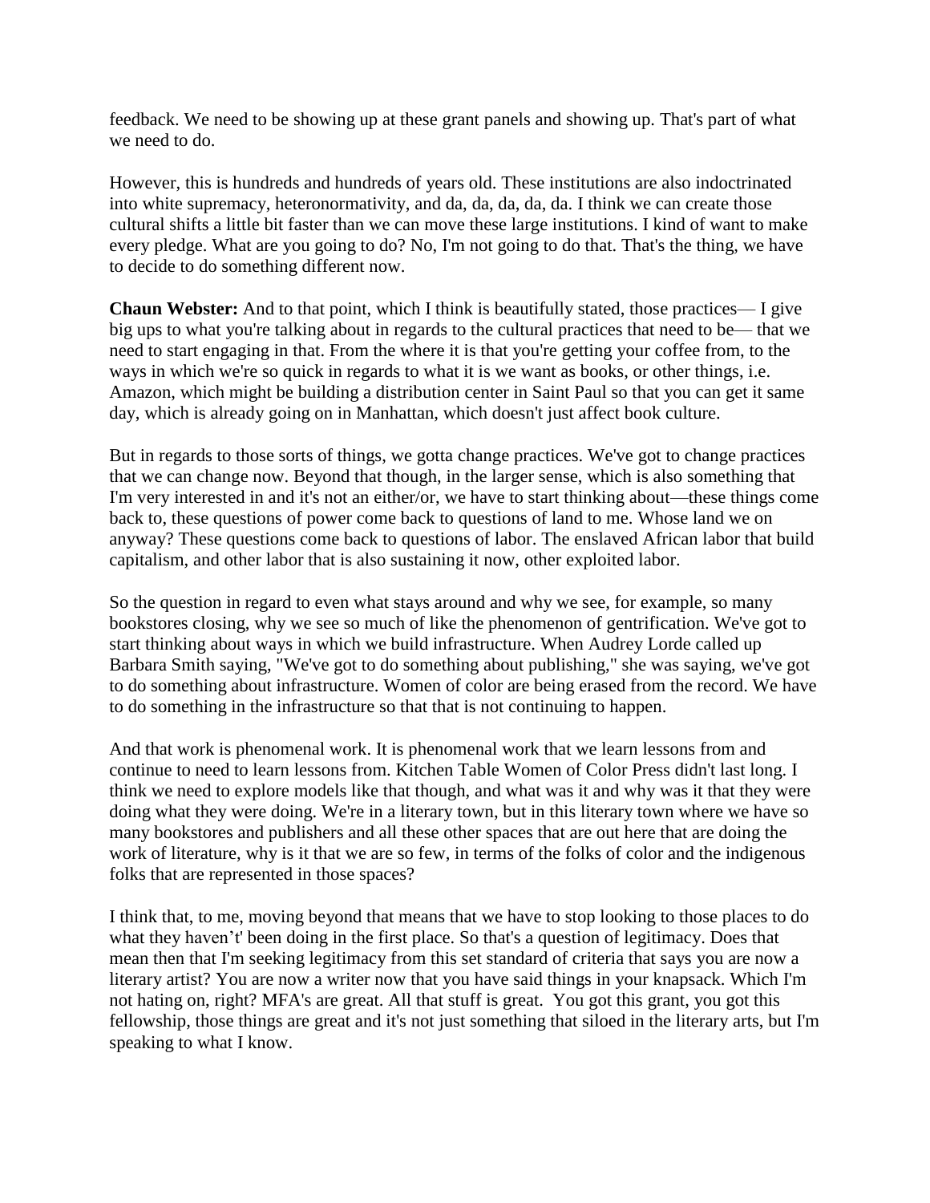feedback. We need to be showing up at these grant panels and showing up. That's part of what we need to do.

However, this is hundreds and hundreds of years old. These institutions are also indoctrinated into white supremacy, heteronormativity, and da, da, da, da, da. I think we can create those cultural shifts a little bit faster than we can move these large institutions. I kind of want to make every pledge. What are you going to do? No, I'm not going to do that. That's the thing, we have to decide to do something different now.

**Chaun Webster:** And to that point, which I think is beautifully stated, those practices— I give big ups to what you're talking about in regards to the cultural practices that need to be— that we need to start engaging in that. From the where it is that you're getting your coffee from, to the ways in which we're so quick in regards to what it is we want as books, or other things, i.e. Amazon, which might be building a distribution center in Saint Paul so that you can get it same day, which is already going on in Manhattan, which doesn't just affect book culture.

But in regards to those sorts of things, we gotta change practices. We've got to change practices that we can change now. Beyond that though, in the larger sense, which is also something that I'm very interested in and it's not an either/or, we have to start thinking about—these things come back to, these questions of power come back to questions of land to me. Whose land we on anyway? These questions come back to questions of labor. The enslaved African labor that build capitalism, and other labor that is also sustaining it now, other exploited labor.

So the question in regard to even what stays around and why we see, for example, so many bookstores closing, why we see so much of like the phenomenon of gentrification. We've got to start thinking about ways in which we build infrastructure. When Audrey Lorde called up Barbara Smith saying, "We've got to do something about publishing," she was saying, we've got to do something about infrastructure. Women of color are being erased from the record. We have to do something in the infrastructure so that that is not continuing to happen.

And that work is phenomenal work. It is phenomenal work that we learn lessons from and continue to need to learn lessons from. Kitchen Table Women of Color Press didn't last long. I think we need to explore models like that though, and what was it and why was it that they were doing what they were doing. We're in a literary town, but in this literary town where we have so many bookstores and publishers and all these other spaces that are out here that are doing the work of literature, why is it that we are so few, in terms of the folks of color and the indigenous folks that are represented in those spaces?

I think that, to me, moving beyond that means that we have to stop looking to those places to do what they haven't' been doing in the first place. So that's a question of legitimacy. Does that mean then that I'm seeking legitimacy from this set standard of criteria that says you are now a literary artist? You are now a writer now that you have said things in your knapsack. Which I'm not hating on, right? MFA's are great. All that stuff is great. You got this grant, you got this fellowship, those things are great and it's not just something that siloed in the literary arts, but I'm speaking to what I know.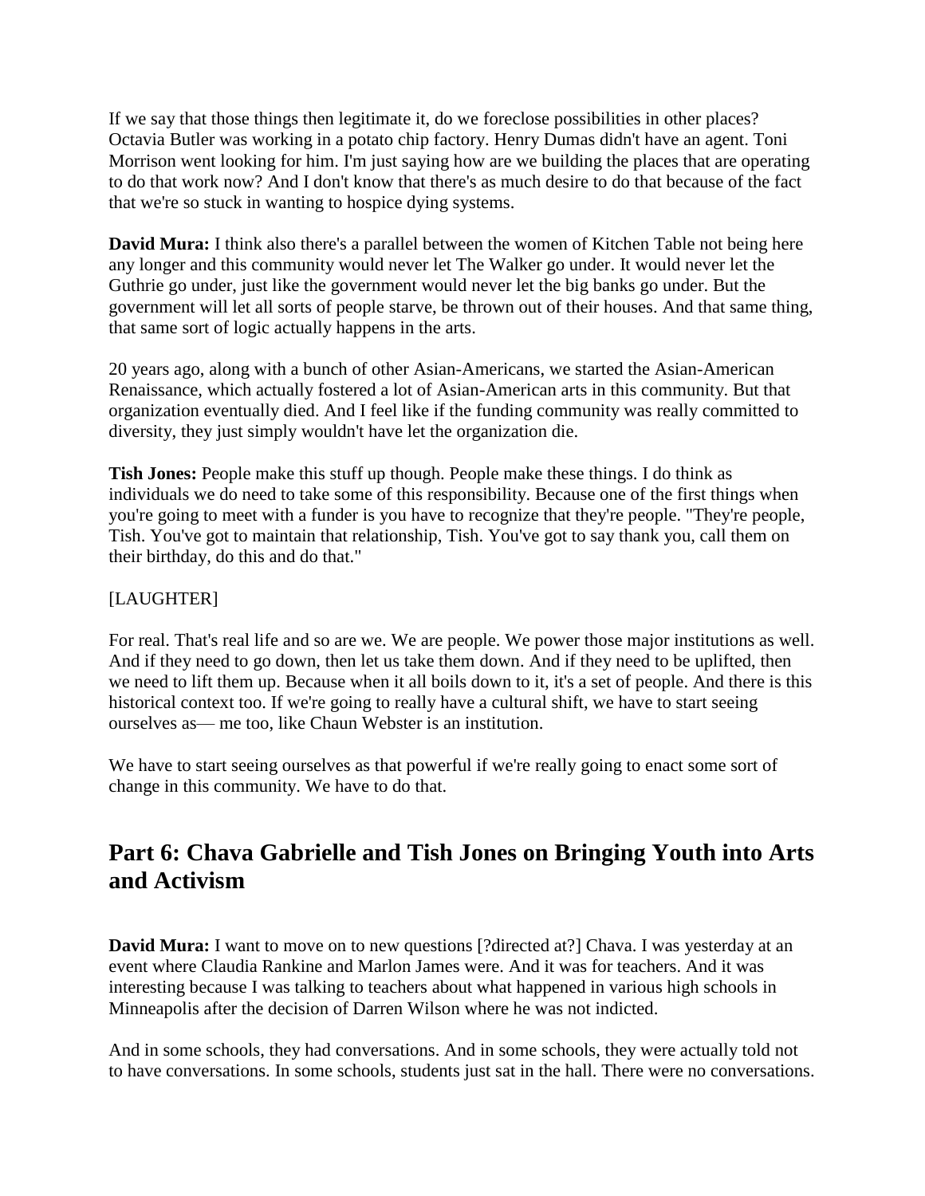If we say that those things then legitimate it, do we foreclose possibilities in other places? Octavia Butler was working in a potato chip factory. Henry Dumas didn't have an agent. Toni Morrison went looking for him. I'm just saying how are we building the places that are operating to do that work now? And I don't know that there's as much desire to do that because of the fact that we're so stuck in wanting to hospice dying systems.

**David Mura:** I think also there's a parallel between the women of Kitchen Table not being here any longer and this community would never let The Walker go under. It would never let the Guthrie go under, just like the government would never let the big banks go under. But the government will let all sorts of people starve, be thrown out of their houses. And that same thing, that same sort of logic actually happens in the arts.

20 years ago, along with a bunch of other Asian-Americans, we started the Asian-American Renaissance, which actually fostered a lot of Asian-American arts in this community. But that organization eventually died. And I feel like if the funding community was really committed to diversity, they just simply wouldn't have let the organization die.

**Tish Jones:** People make this stuff up though. People make these things. I do think as individuals we do need to take some of this responsibility. Because one of the first things when you're going to meet with a funder is you have to recognize that they're people. "They're people, Tish. You've got to maintain that relationship, Tish. You've got to say thank you, call them on their birthday, do this and do that."

[LAUGHTER]

For real. That's real life and so are we. We are people. We power those major institutions as well. And if they need to go down, then let us take them down. And if they need to be uplifted, then we need to lift them up. Because when it all boils down to it, it's a set of people. And there is this historical context too. If we're going to really have a cultural shift, we have to start seeing ourselves as— me too, like Chaun Webster is an institution.

We have to start seeing ourselves as that powerful if we're really going to enact some sort of change in this community. We have to do that.

## Part 6: Chava Gabrielle and Tish Jones on Bringing Youth into Arts and Activism

**David Mura:** I want to move on to new questions [?directed at?] Chava. I was yesterday at an event where Claudia Rankine and Marlon James were. And it was for teachers. And it was interesting because I was talking to teachers about what happened in various high schools in Minneapolis after the decision of Darren Wilson where he was not indicted.

And in some schools, they had conversations. And in some schools, they were actually told not to have conversations. In some schools, students just sat in the hall. There were no conversations.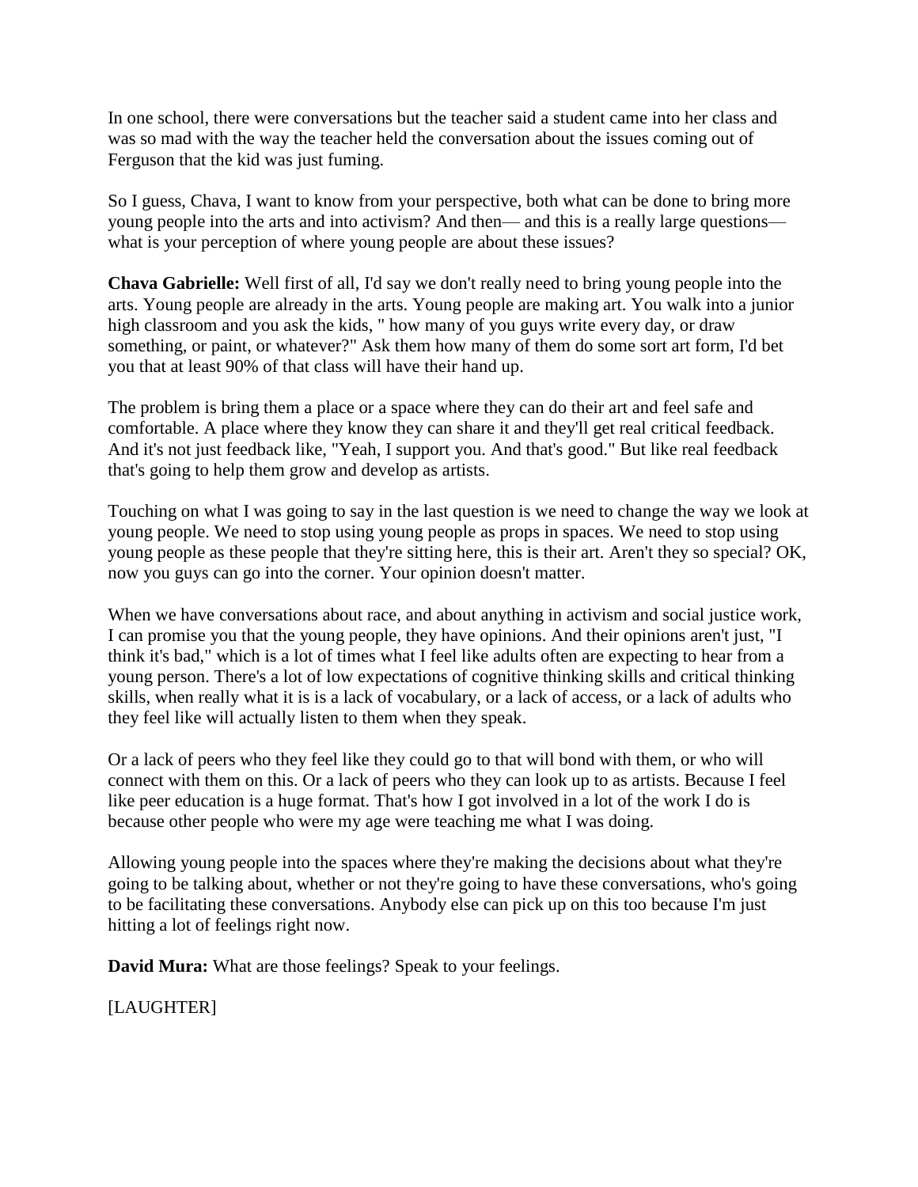In one school, there were conversations but the teacher said a student came into her class and was so mad with the way the teacher held the conversation about the issues coming out of Ferguson that the kid was just fuming.

So I guess, Chava, I want to know from your perspective, both what can be done to bring more young people into the arts and into activism? And then— and this is a really large questions— what is your perception of where young people are about these issues?

**Chava Gabrielle:** Well first of all, I'd say we don't really need to bring young people into the arts. Young people are already in the arts. Young people are making art. You walk into a junior high classroom and you ask the kids, " how many of you guys write every day, or draw something, or paint, or whatever?" Ask them how many of them do some sort art form, I'd bet you that at least 90% of that class will have their hand up.

The problem is bring them a place or a space where they can do their art and feel safe and comfortable. A place where they know they can share it and they'll get real critical feedback. And it's not just feedback like, "Yeah, I support you. And that's good." But like real feedback that's going to help them grow and develop as artists.

Touching on what I was going to say in the last question is we need to change the way we look at young people. We need to stop using young people as props in spaces. We need to stop using young people as these people that they're sitting here, this is their art. Aren't they so special? OK, now you guys can go into the corner. Your opinion doesn't matter.

When we have conversations about race, and about anything in activism and social justice work, I can promise you that the young people, they have opinions. And their opinions aren't just, "I think it's bad," which is a lot of times what I feel like adults often are expecting to hear from a young person. There's a lot of low expectations of cognitive thinking skills and critical thinking skills, when really what it is is a lack of vocabulary, or a lack of access, or a lack of adults who they feel like will actually listen to them when they speak.

Or a lack of peers who they feel like they could go to that will bond with them, or who will connect with them on this. Or a lack of peers who they can look up to as artists. Because I feel like peer education is a huge format. That's how I got involved in a lot of the work I do is because other people who were my age were teaching me what I was doing.

Allowing young people into the spaces where they're making the decisions about what they're going to be talking about, whether or not they're going to have these conversations, who's going to be facilitating these conversations. Anybody else can pick up on this too because I'm just hitting a lot of feelings right now.

**David Mura:** What are those feelings? Speak to your feelings.

[LAUGHTER]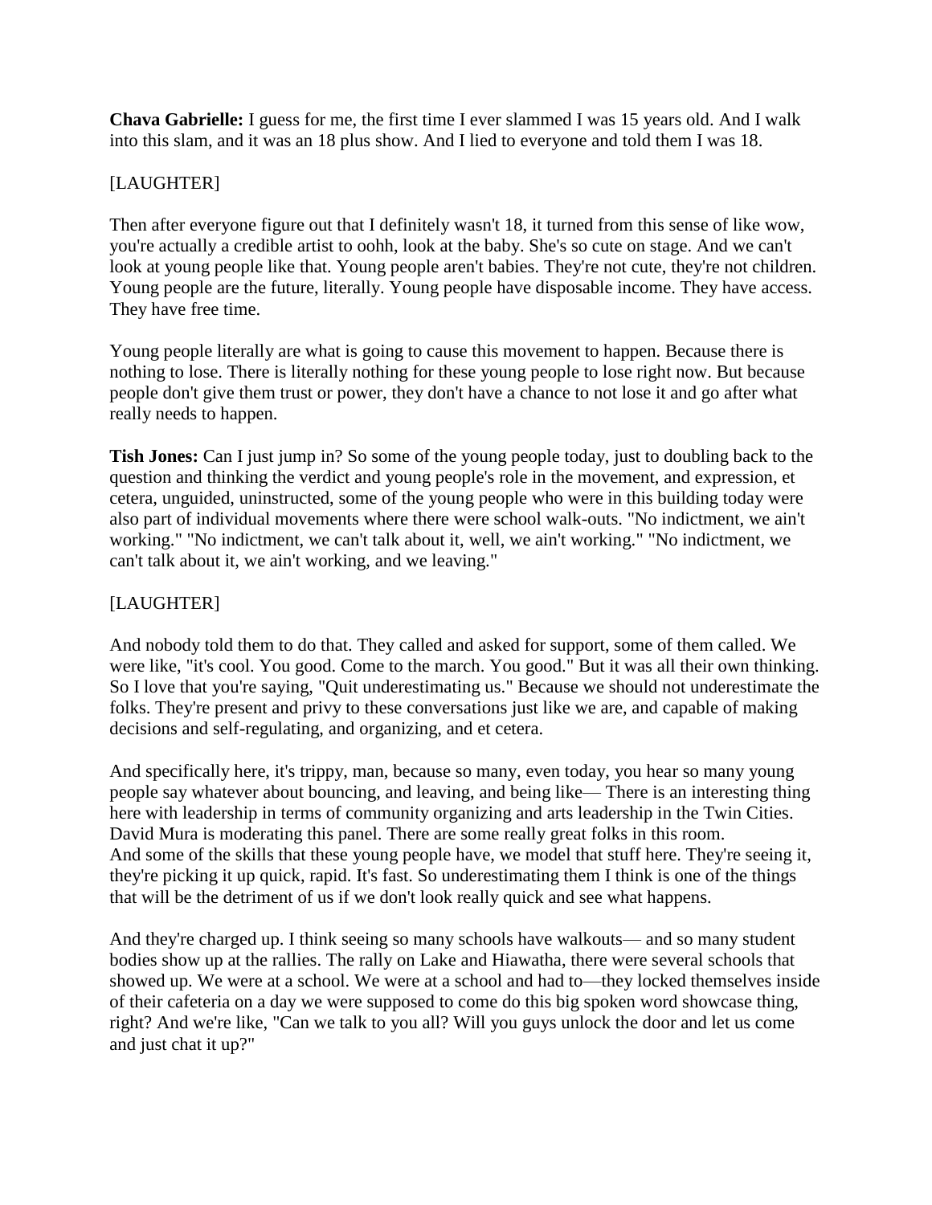**Chava Gabrielle:** I guess for me, the first time I ever slammed I was 15 years old. And I walk into this slam, and it was an 18 plus show. And I lied to everyone and told them I was 18.

[LAUGHTER]

Then after everyone figure out that I definitely wasn't 18, it turned from this sense of like wow, you're actually a credible artist to oohh, look at the baby. She's so cute on stage. And we can't look at young people like that. Young people aren't babies. They're not cute, they're not children. Young people are the future, literally. Young people have disposable income. They have access. They have free time.

Young people literally are what is going to cause this movement to happen. Because there is nothing to lose. There is literally nothing for these young people to lose right now. But because people don't give them trust or power, they don't have a chance to not lose it and go after what really needs to happen.

**Tish Jones:** Can I just jump in? So some of the young people today, just to doubling back to the question and thinking the verdict and young people's role in the movement, and expression, et cetera, unguided, uninstructed, some of the young people who were in this building today were also part of individual movements where there were school walk-outs. "No indictment, we ain't working." "No indictment, we can't talk about it, well, we ain't working." "No indictment, we can't talk about it, we ain't working, and we leaving."

[LAUGHTER]

And nobody told them to do that. They called and asked for support, some of them called. We were like, "it's cool. You good. Come to the march. You good." But it was all their own thinking. So I love that you're saying, "Quit underestimating us." Because we should not underestimate the folks. They're present and privy to these conversations just like we are, and capable of making decisions and self-regulating, and organizing, and et cetera.

And specifically here, it's trippy, man, because so many, even today, you hear so many young people say whatever about bouncing, and leaving, and being like— There is an interesting thing here with leadership in terms of community organizing and arts leadership in the Twin Cities. David Mura is moderating this panel. There are some really great folks in this room.
And some of the skills that these young people have, we model that stuff here. They're seeing it, they're picking it up quick, rapid. It's fast. So underestimating them I think is one of the things that will be the detriment of us if we don't look really quick and see what happens.

And they're charged up. I think seeing so many schools have walkouts— and so many student bodies show up at the rallies. The rally on Lake and Hiawatha, there were several schools that showed up. We were at a school. We were at a school and had to—they locked themselves inside of their cafeteria on a day we were supposed to come do this big spoken word showcase thing, right? And we're like, "Can we talk to you all? Will you guys unlock the door and let us come and just chat it up?"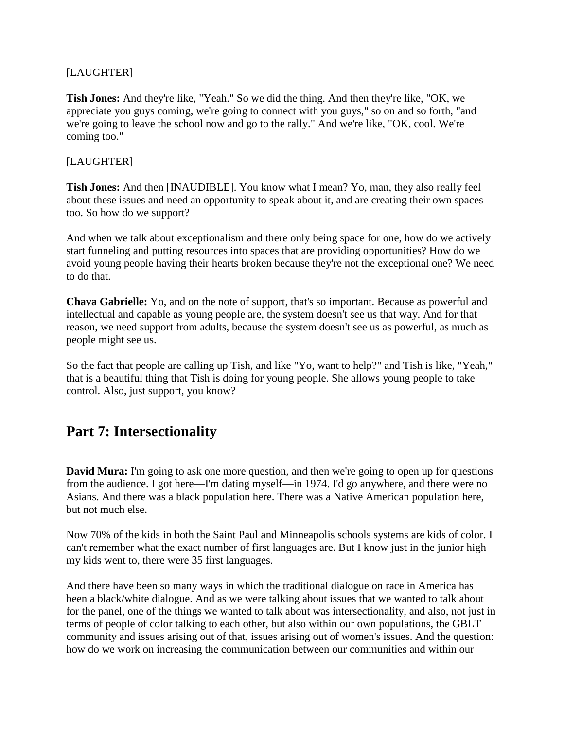[LAUGHTER]

**Tish Jones:** And they're like, "Yeah." So we did the thing. And then they're like, "OK, we appreciate you guys coming, we're going to connect with you guys," so on and so forth, "and we're going to leave the school now and go to the rally." And we're like, "OK, cool. We're coming too."

[LAUGHTER]

**Tish Jones:** And then [INAUDIBLE]. You know what I mean? Yo, man, they also really feel about these issues and need an opportunity to speak about it, and are creating their own spaces too. So how do we support?

And when we talk about exceptionalism and there only being space for one, how do we actively start funneling and putting resources into spaces that are providing opportunities? How do we avoid young people having their hearts broken because they're not the exceptional one? We need to do that.

**Chava Gabrielle:** Yo, and on the note of support, that's so important. Because as powerful and intellectual and capable as young people are, the system doesn't see us that way. And for that reason, we need support from adults, because the system doesn't see us as powerful, as much as people might see us.

So the fact that people are calling up Tish, and like "Yo, want to help?" and Tish is like, "Yeah," that is a beautiful thing that Tish is doing for young people. She allows young people to take control. Also, just support, you know?

## Part 7: Intersectionality

**David Mura:** I'm going to ask one more question, and then we're going to open up for questions from the audience. I got here—I'm dating myself—in 1974. I'd go anywhere, and there were no Asians. And there was a black population here. There was a Native American population here, but not much else.

Now 70% of the kids in both the Saint Paul and Minneapolis schools systems are kids of color. I can't remember what the exact number of first languages are. But I know just in the junior high my kids went to, there were 35 first languages.

And there have been so many ways in which the traditional dialogue on race in America has been a black/white dialogue. And as we were talking about issues that we wanted to talk about for the panel, one of the things we wanted to talk about was intersectionality, and also, not just in terms of people of color talking to each other, but also within our own populations, the GBLT community and issues arising out of that, issues arising out of women's issues. And the question: how do we work on increasing the communication between our communities and within our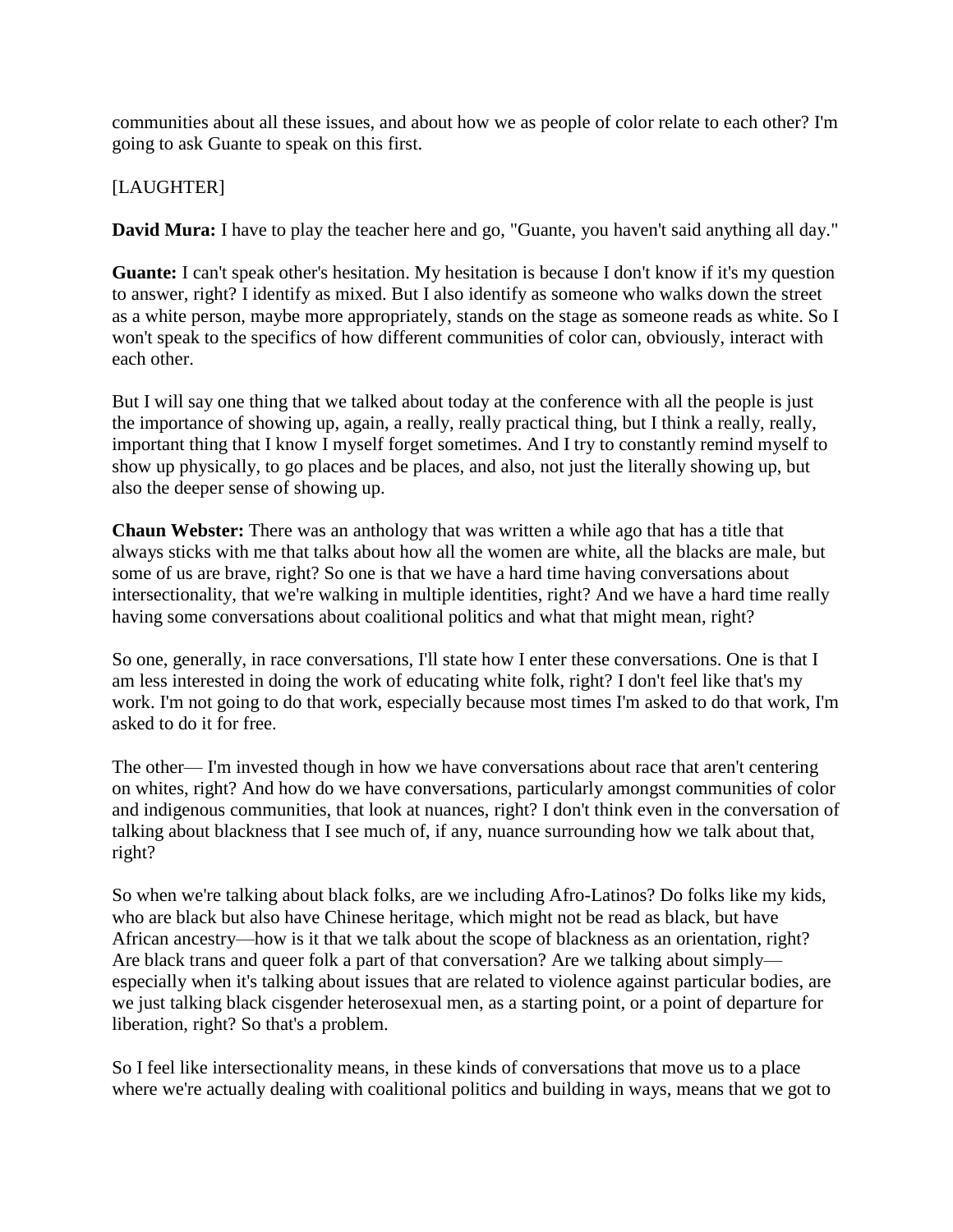communities about all these issues, and about how we as people of color relate to each other? I'm going to ask Guante to speak on this first.

[LAUGHTER]

**David Mura:** I have to play the teacher here and go, "Guante, you haven't said anything all day."

**Guante:** I can't speak other's hesitation. My hesitation is because I don't know if it's my question to answer, right? I identify as mixed. But I also identify as someone who walks down the street as a white person, maybe more appropriately, stands on the stage as someone reads as white. So I won't speak to the specifics of how different communities of color can, obviously, interact with each other.

But I will say one thing that we talked about today at the conference with all the people is just the importance of showing up, again, a really, really practical thing, but I think a really, really, important thing that I know I myself forget sometimes. And I try to constantly remind myself to show up physically, to go places and be places, and also, not just the literally showing up, but also the deeper sense of showing up.

**Chaun Webster:** There was an anthology that was written a while ago that has a title that always sticks with me that talks about how all the women are white, all the blacks are male, but some of us are brave, right? So one is that we have a hard time having conversations about intersectionality, that we're walking in multiple identities, right? And we have a hard time really having some conversations about coalitional politics and what that might mean, right?

So one, generally, in race conversations, I'll state how I enter these conversations. One is that I am less interested in doing the work of educating white folk, right? I don't feel like that's my work. I'm not going to do that work, especially because most times I'm asked to do that work, I'm asked to do it for free.

The other— I'm invested though in how we have conversations about race that aren't centering on whites, right? And how do we have conversations, particularly amongst communities of color and indigenous communities, that look at nuances, right? I don't think even in the conversation of talking about blackness that I see much of, if any, nuance surrounding how we talk about that, right?

So when we're talking about black folks, are we including Afro-Latinos? Do folks like my kids, who are black but also have Chinese heritage, which might not be read as black, but have African ancestry—how is it that we talk about the scope of blackness as an orientation, right? Are black trans and queer folk a part of that conversation? Are we talking about simply—especially when it's talking about issues that are related to violence against particular bodies, are we just talking black cisgender heterosexual men, as a starting point, or a point of departure for liberation, right? So that's a problem.

So I feel like intersectionality means, in these kinds of conversations that move us to a place where we're actually dealing with coalitional politics and building in ways, means that we got to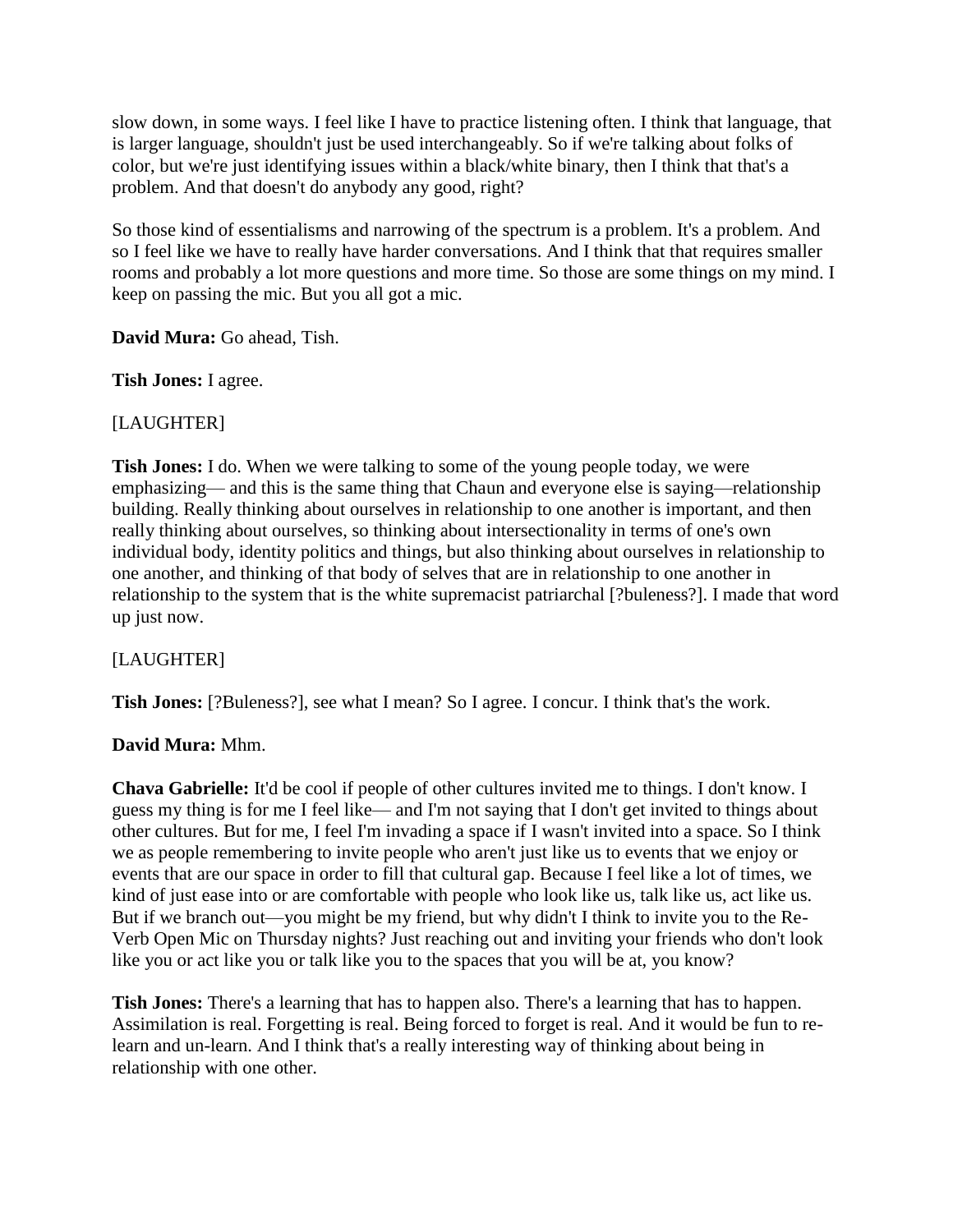slow down, in some ways. I feel like I have to practice listening often. I think that language, that is larger language, shouldn't just be used interchangeably. So if we're talking about folks of color, but we're just identifying issues within a black/white binary, then I think that that's a problem. And that doesn't do anybody any good, right?

So those kind of essentialisms and narrowing of the spectrum is a problem. It's a problem. And so I feel like we have to really have harder conversations. And I think that that requires smaller rooms and probably a lot more questions and more time. So those are some things on my mind. I keep on passing the mic. But you all got a mic.

**David Mura:** Go ahead, Tish.

**Tish Jones:** I agree.

[LAUGHTER]

**Tish Jones:** I do. When we were talking to some of the young people today, we were emphasizing— and this is the same thing that Chaun and everyone else is saying—relationship building. Really thinking about ourselves in relationship to one another is important, and then really thinking about ourselves, so thinking about intersectionality in terms of one's own individual body, identity politics and things, but also thinking about ourselves in relationship to one another, and thinking of that body of selves that are in relationship to one another in relationship to the system that is the white supremacist patriarchal [?buleness?]. I made that word up just now.

[LAUGHTER]

**Tish Jones:** [?Buleness?], see what I mean? So I agree. I concur. I think that's the work.

**David Mura:** Mhm.

**Chava Gabrielle:** It'd be cool if people of other cultures invited me to things. I don't know. I guess my thing is for me I feel like— and I'm not saying that I don't get invited to things about other cultures. But for me, I feel I'm invading a space if I wasn't invited into a space. So I think we as people remembering to invite people who aren't just like us to events that we enjoy or events that are our space in order to fill that cultural gap. Because I feel like a lot of times, we kind of just ease into or are comfortable with people who look like us, talk like us, act like us. But if we branch out—you might be my friend, but why didn't I think to invite you to the Re-Verb Open Mic on Thursday nights? Just reaching out and inviting your friends who don't look like you or act like you or talk like you to the spaces that you will be at, you know?

**Tish Jones:** There's a learning that has to happen also. There's a learning that has to happen. Assimilation is real. Forgetting is real. Being forced to forget is real. And it would be fun to re-learn and un-learn. And I think that's a really interesting way of thinking about being in relationship with one other.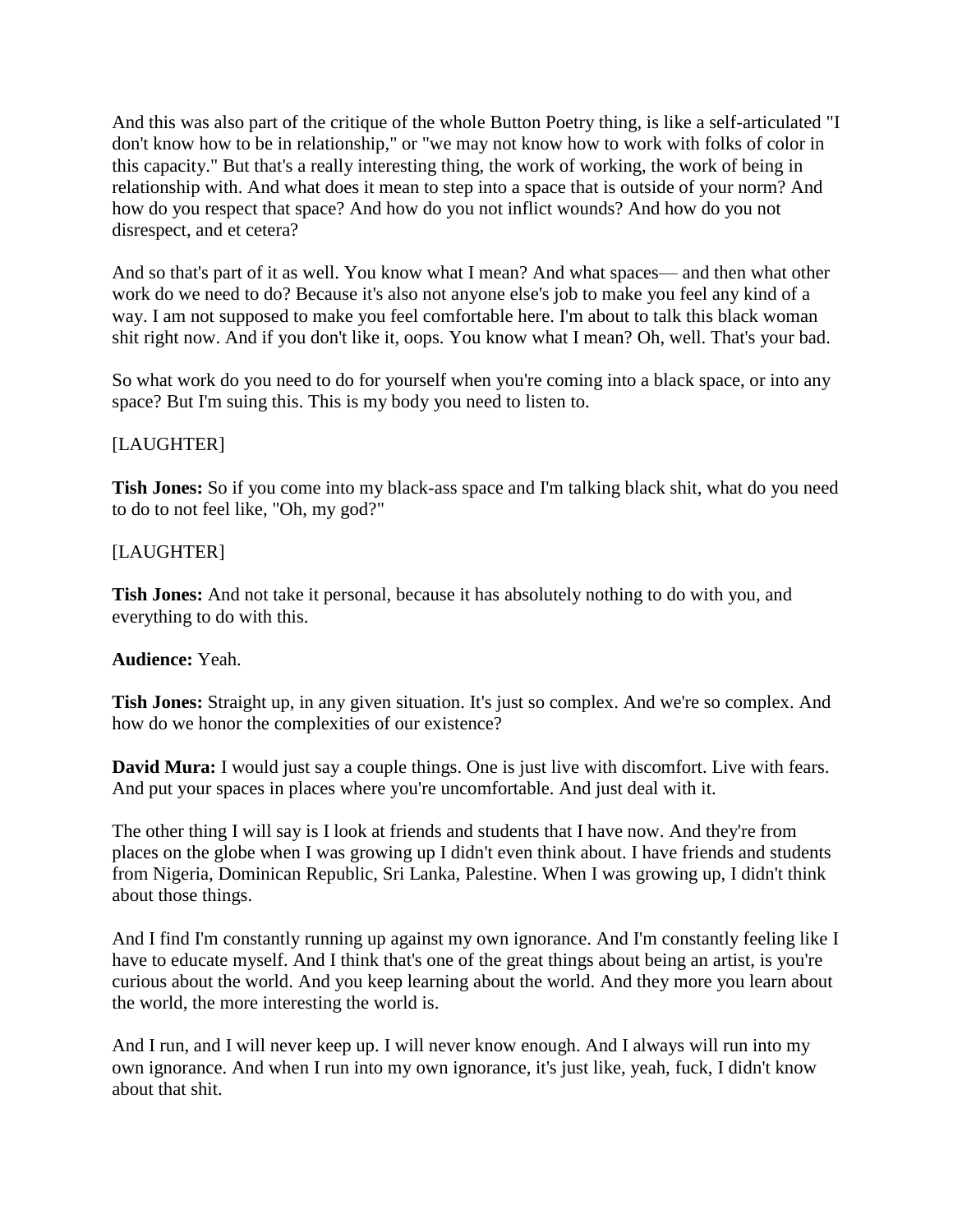And this was also part of the critique of the whole Button Poetry thing, is like a self-articulated "I don't know how to be in relationship," or "we may not know how to work with folks of color in this capacity." But that's a really interesting thing, the work of working, the work of being in relationship with. And what does it mean to step into a space that is outside of your norm? And how do you respect that space? And how do you not inflict wounds? And how do you not disrespect, and et cetera?

And so that's part of it as well. You know what I mean? And what spaces— and then what other work do we need to do? Because it's also not anyone else's job to make you feel any kind of a way. I am not supposed to make you feel comfortable here. I'm about to talk this black woman shit right now. And if you don't like it, oops. You know what I mean? Oh, well. That's your bad.

So what work do you need to do for yourself when you're coming into a black space, or into any space? But I'm suing this. This is my body you need to listen to.

[LAUGHTER]

**Tish Jones:** So if you come into my black-ass space and I'm talking black shit, what do you need to do to not feel like, "Oh, my god?"

[LAUGHTER]

**Tish Jones:** And not take it personal, because it has absolutely nothing to do with you, and everything to do with this.

**Audience:** Yeah.

**Tish Jones:** Straight up, in any given situation. It's just so complex. And we're so complex. And how do we honor the complexities of our existence?

**David Mura:** I would just say a couple things. One is just live with discomfort. Live with fears. And put your spaces in places where you're uncomfortable. And just deal with it.

The other thing I will say is I look at friends and students that I have now. And they're from places on the globe when I was growing up I didn't even think about. I have friends and students from Nigeria, Dominican Republic, Sri Lanka, Palestine. When I was growing up, I didn't think about those things.

And I find I'm constantly running up against my own ignorance. And I'm constantly feeling like I have to educate myself. And I think that's one of the great things about being an artist, is you're curious about the world. And you keep learning about the world. And they more you learn about the world, the more interesting the world is.

And I run, and I will never keep up. I will never know enough. And I always will run into my own ignorance. And when I run into my own ignorance, it's just like, yeah, fuck, I didn't know about that shit.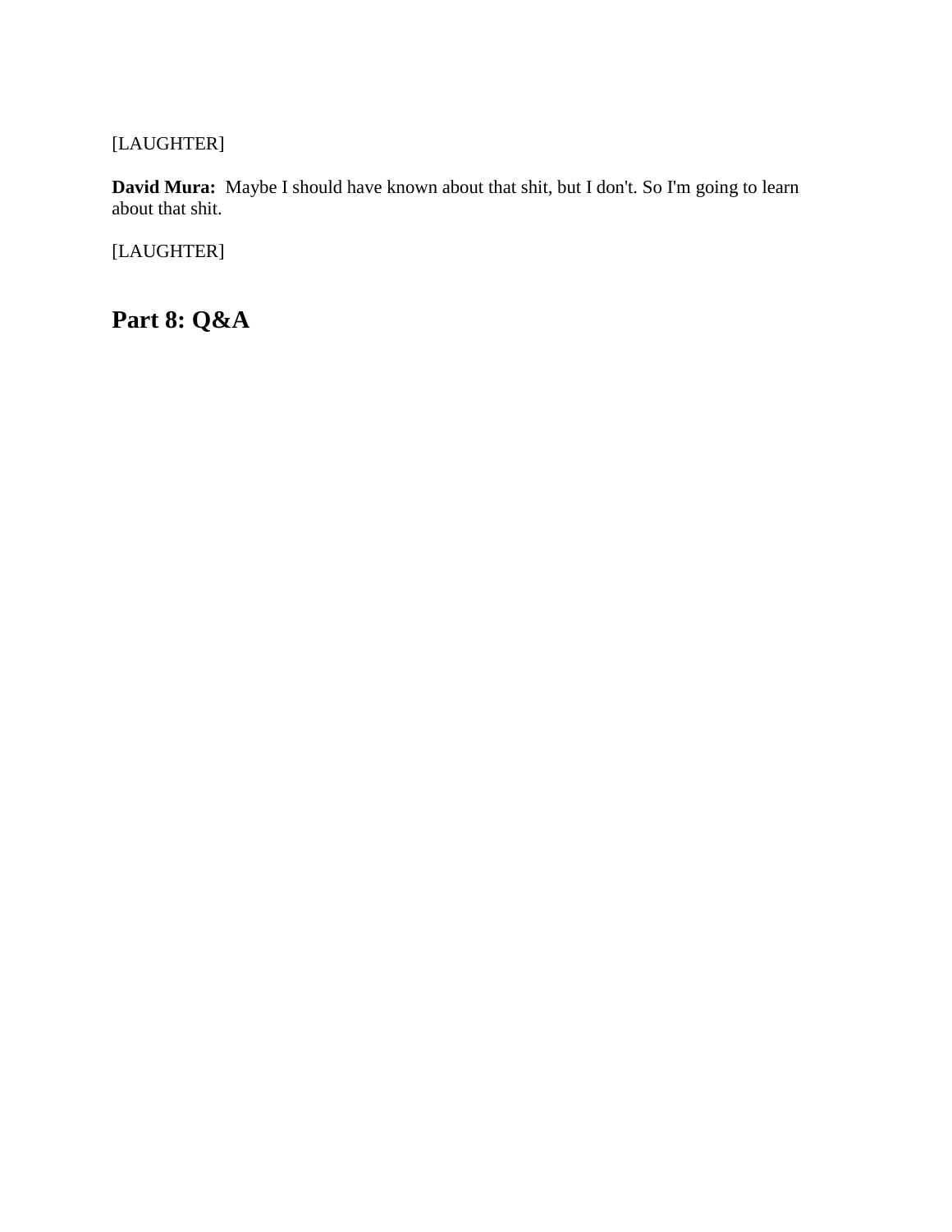[LAUGHTER]

**David Mura:** Maybe I should have known about that shit, but I don't. So I'm going to learn about that shit.

[LAUGHTER]

## Part 8: Q&A